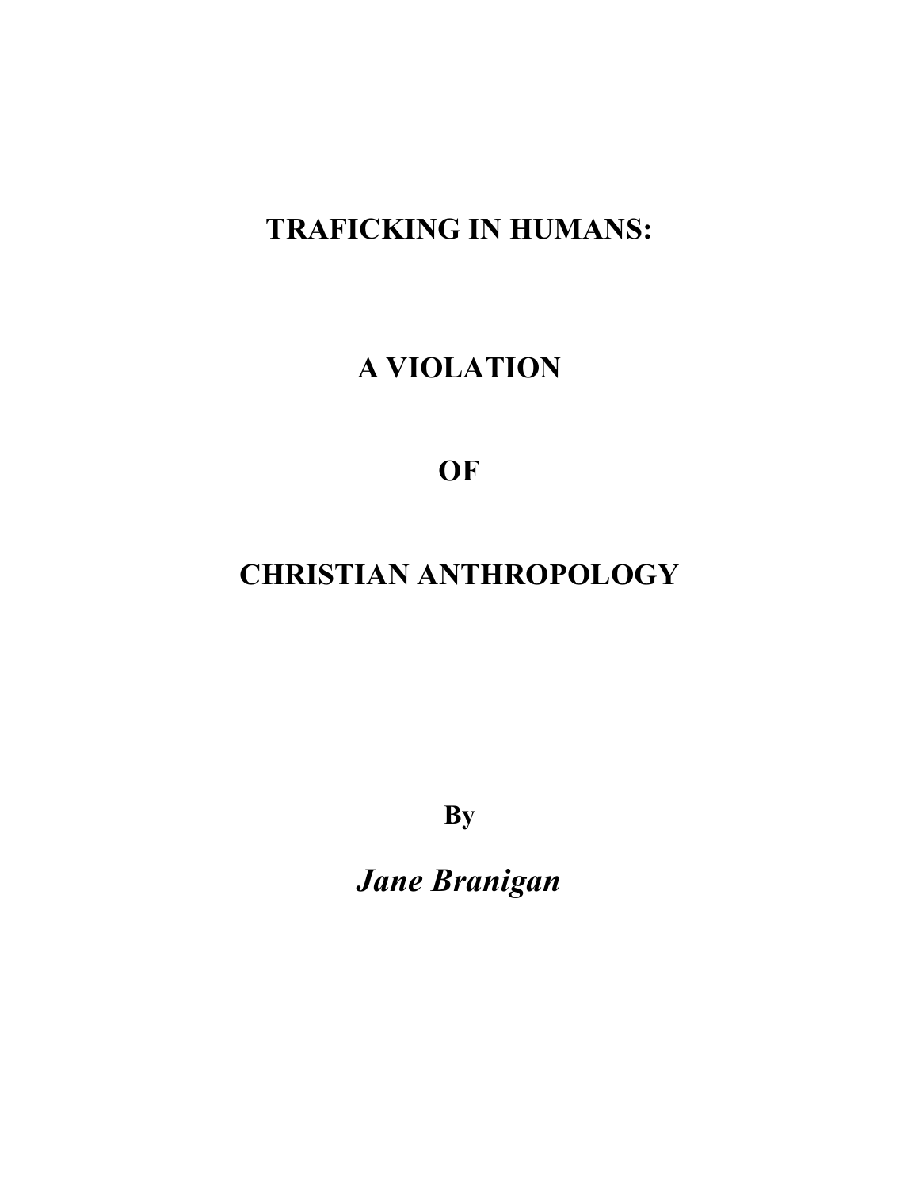# TRAFICKING IN HUMANS:

# A VIOLATION

# OF

# CHRISTIAN ANTHROPOLOGY

**By**

***Jane Branigan***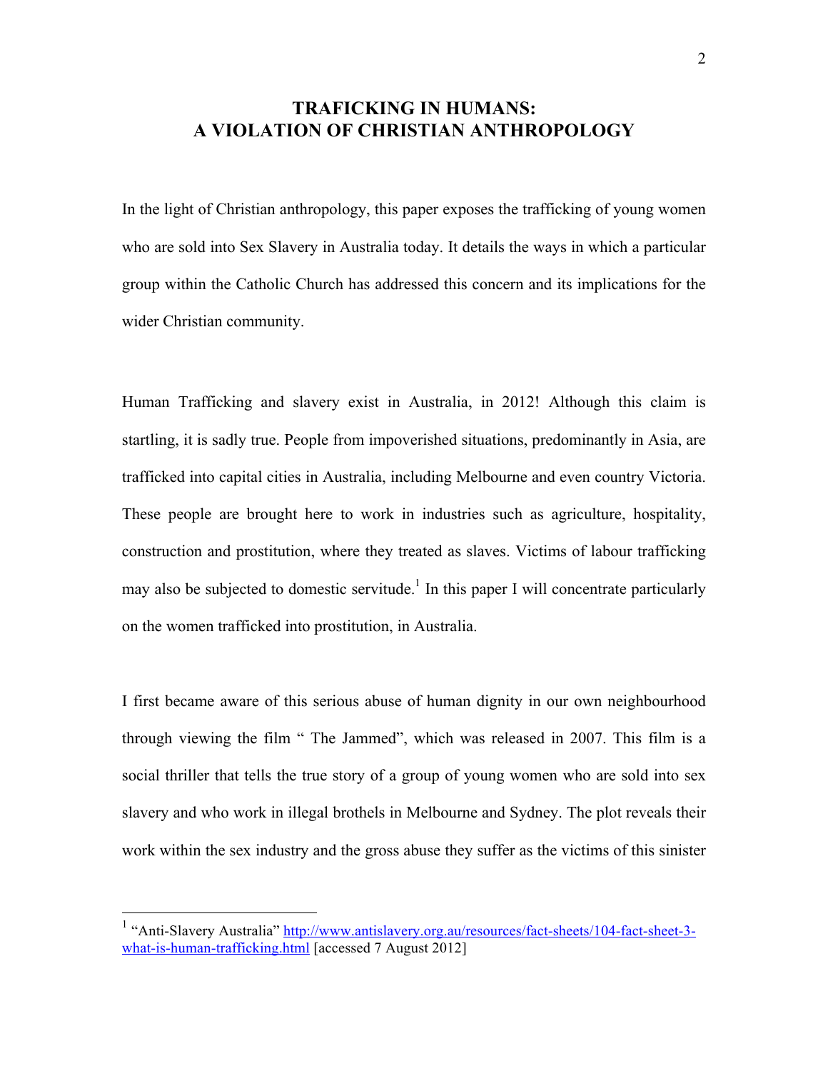# TRAFICKING IN HUMANS: A VIOLATION OF CHRISTIAN ANTHROPOLOGY

In the light of Christian anthropology, this paper exposes the trafficking of young women who are sold into Sex Slavery in Australia today. It details the ways in which a particular group within the Catholic Church has addressed this concern and its implications for the wider Christian community.

Human Trafficking and slavery exist in Australia, in 2012! Although this claim is startling, it is sadly true. People from impoverished situations, predominantly in Asia, are trafficked into capital cities in Australia, including Melbourne and even country Victoria. These people are brought here to work in industries such as agriculture, hospitality, construction and prostitution, where they treated as slaves. Victims of labour trafficking may also be subjected to domestic servitude.[1] In this paper I will concentrate particularly on the women trafficked into prostitution, in Australia.

I first became aware of this serious abuse of human dignity in our own neighbourhood through viewing the film " The Jammed", which was released in 2007. This film is a social thriller that tells the true story of a group of young women who are sold into sex slavery and who work in illegal brothels in Melbourne and Sydney. The plot reveals their work within the sex industry and the gross abuse they suffer as the victims of this sinister

---

[1] "Anti-Slavery Australia" http://www.antislavery.org.au/resources/fact-sheets/104-fact-sheet-3-what-is-human-trafficking.html [accessed 7 August 2012]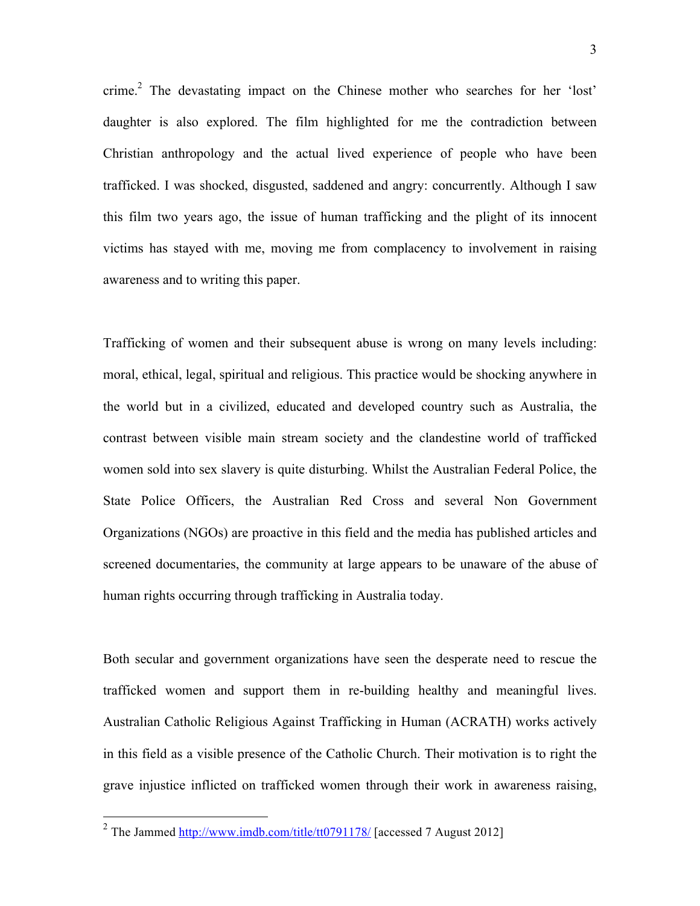crime.[2] The devastating impact on the Chinese mother who searches for her 'lost' daughter is also explored. The film highlighted for me the contradiction between Christian anthropology and the actual lived experience of people who have been trafficked. I was shocked, disgusted, saddened and angry: concurrently. Although I saw this film two years ago, the issue of human trafficking and the plight of its innocent victims has stayed with me, moving me from complacency to involvement in raising awareness and to writing this paper.

Trafficking of women and their subsequent abuse is wrong on many levels including: moral, ethical, legal, spiritual and religious. This practice would be shocking anywhere in the world but in a civilized, educated and developed country such as Australia, the contrast between visible main stream society and the clandestine world of trafficked women sold into sex slavery is quite disturbing. Whilst the Australian Federal Police, the State Police Officers, the Australian Red Cross and several Non Government Organizations (NGOs) are proactive in this field and the media has published articles and screened documentaries, the community at large appears to be unaware of the abuse of human rights occurring through trafficking in Australia today.

Both secular and government organizations have seen the desperate need to rescue the trafficked women and support them in re-building healthy and meaningful lives. Australian Catholic Religious Against Trafficking in Human (ACRATH) works actively in this field as a visible presence of the Catholic Church. Their motivation is to right the grave injustice inflicted on trafficked women through their work in awareness raising,

---

[2] The Jammed http://www.imdb.com/title/tt0791178/ [accessed 7 August 2012]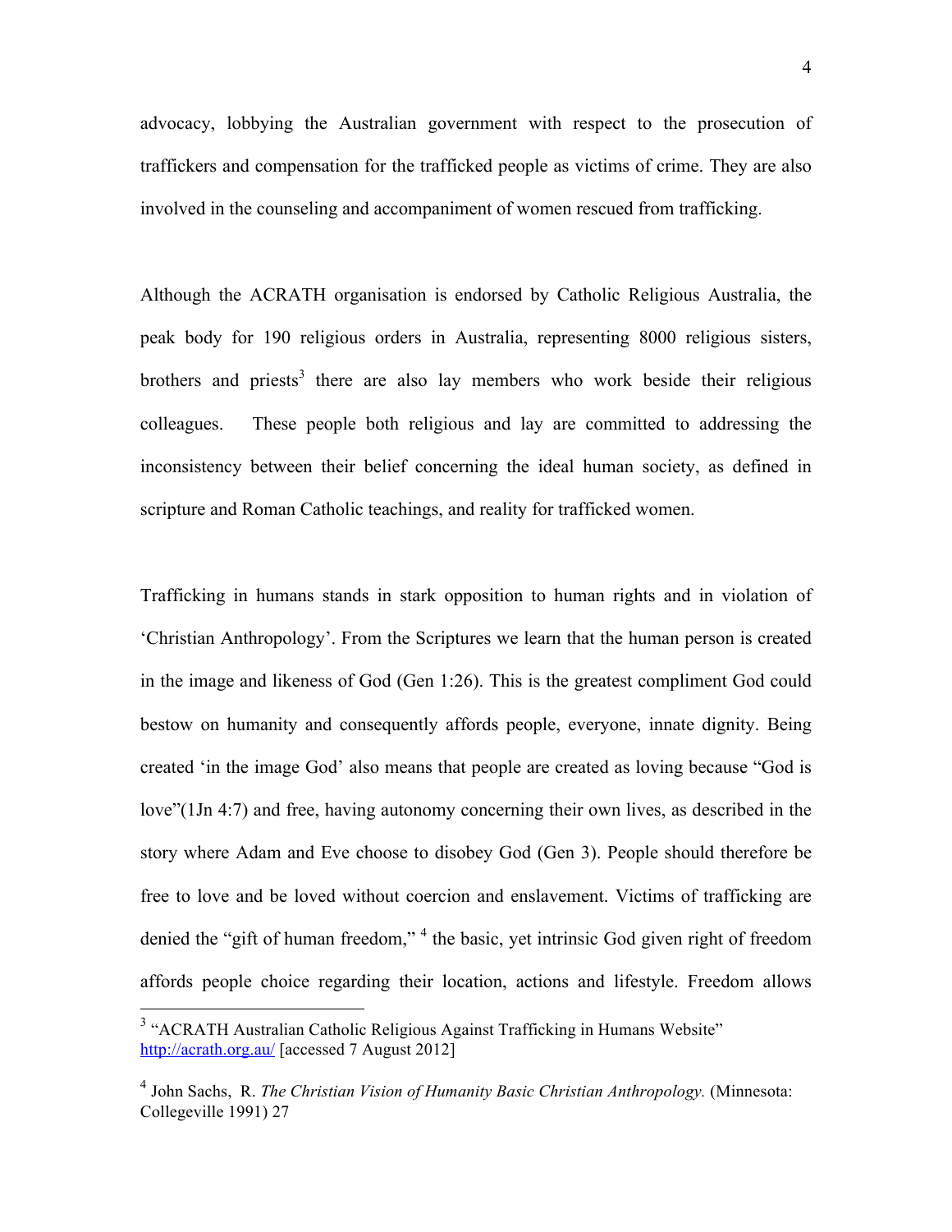advocacy, lobbying the Australian government with respect to the prosecution of traffickers and compensation for the trafficked people as victims of crime. They are also involved in the counseling and accompaniment of women rescued from trafficking.

Although the ACRATH organisation is endorsed by Catholic Religious Australia, the peak body for 190 religious orders in Australia, representing 8000 religious sisters, brothers and priests[3] there are also lay members who work beside their religious colleagues. These people both religious and lay are committed to addressing the inconsistency between their belief concerning the ideal human society, as defined in scripture and Roman Catholic teachings, and reality for trafficked women.

Trafficking in humans stands in stark opposition to human rights and in violation of 'Christian Anthropology'. From the Scriptures we learn that the human person is created in the image and likeness of God (Gen 1:26). This is the greatest compliment God could bestow on humanity and consequently affords people, everyone, innate dignity. Being created 'in the image God' also means that people are created as loving because "God is love"(1Jn 4:7) and free, having autonomy concerning their own lives, as described in the story where Adam and Eve choose to disobey God (Gen 3). People should therefore be free to love and be loved without coercion and enslavement. Victims of trafficking are denied the "gift of human freedom," [4] the basic, yet intrinsic God given right of freedom affords people choice regarding their location, actions and lifestyle. Freedom allows

---

[3] "ACRATH Australian Catholic Religious Against Trafficking in Humans Website" http://acrath.org.au/ [accessed 7 August 2012]

[4] John Sachs, R. *The Christian Vision of Humanity Basic Christian Anthropology.* (Minnesota: Collegeville 1991) 27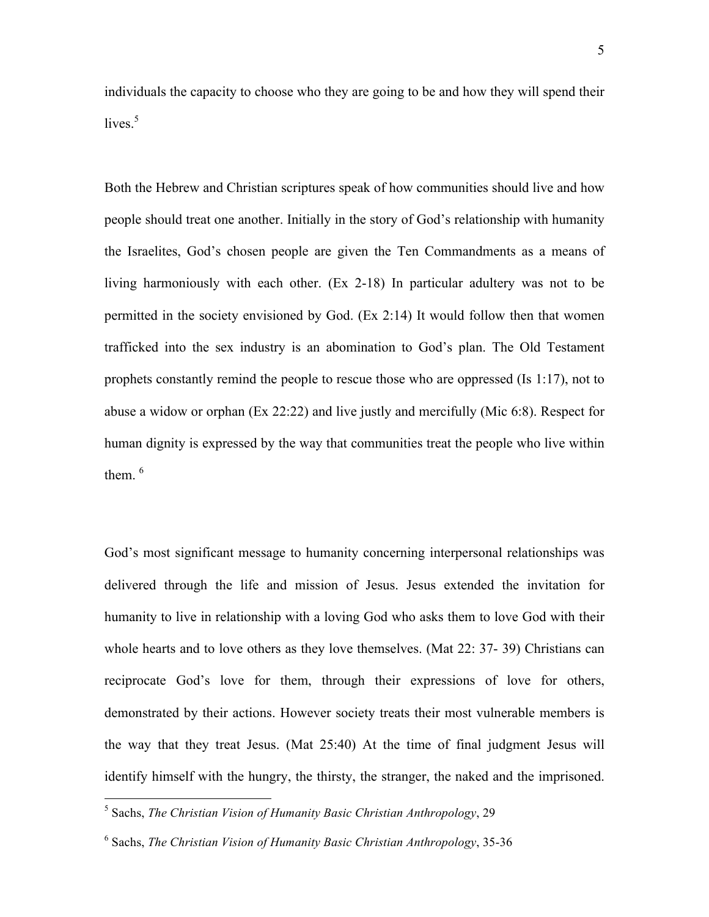individuals the capacity to choose who they are going to be and how they will spend their lives.[5]

Both the Hebrew and Christian scriptures speak of how communities should live and how people should treat one another. Initially in the story of God's relationship with humanity the Israelites, God's chosen people are given the Ten Commandments as a means of living harmoniously with each other. (Ex 2-18) In particular adultery was not to be permitted in the society envisioned by God. (Ex 2:14) It would follow then that women trafficked into the sex industry is an abomination to God's plan. The Old Testament prophets constantly remind the people to rescue those who are oppressed (Is 1:17), not to abuse a widow or orphan (Ex 22:22) and live justly and mercifully (Mic 6:8). Respect for human dignity is expressed by the way that communities treat the people who live within them. [6]

God's most significant message to humanity concerning interpersonal relationships was delivered through the life and mission of Jesus. Jesus extended the invitation for humanity to live in relationship with a loving God who asks them to love God with their whole hearts and to love others as they love themselves. (Mat 22: 37- 39) Christians can reciprocate God's love for them, through their expressions of love for others, demonstrated by their actions. However society treats their most vulnerable members is the way that they treat Jesus. (Mat 25:40) At the time of final judgment Jesus will identify himself with the hungry, the thirsty, the stranger, the naked and the imprisoned.

---

[5] Sachs, *The Christian Vision of Humanity Basic Christian Anthropology*, 29

[6] Sachs, *The Christian Vision of Humanity Basic Christian Anthropology*, 35-36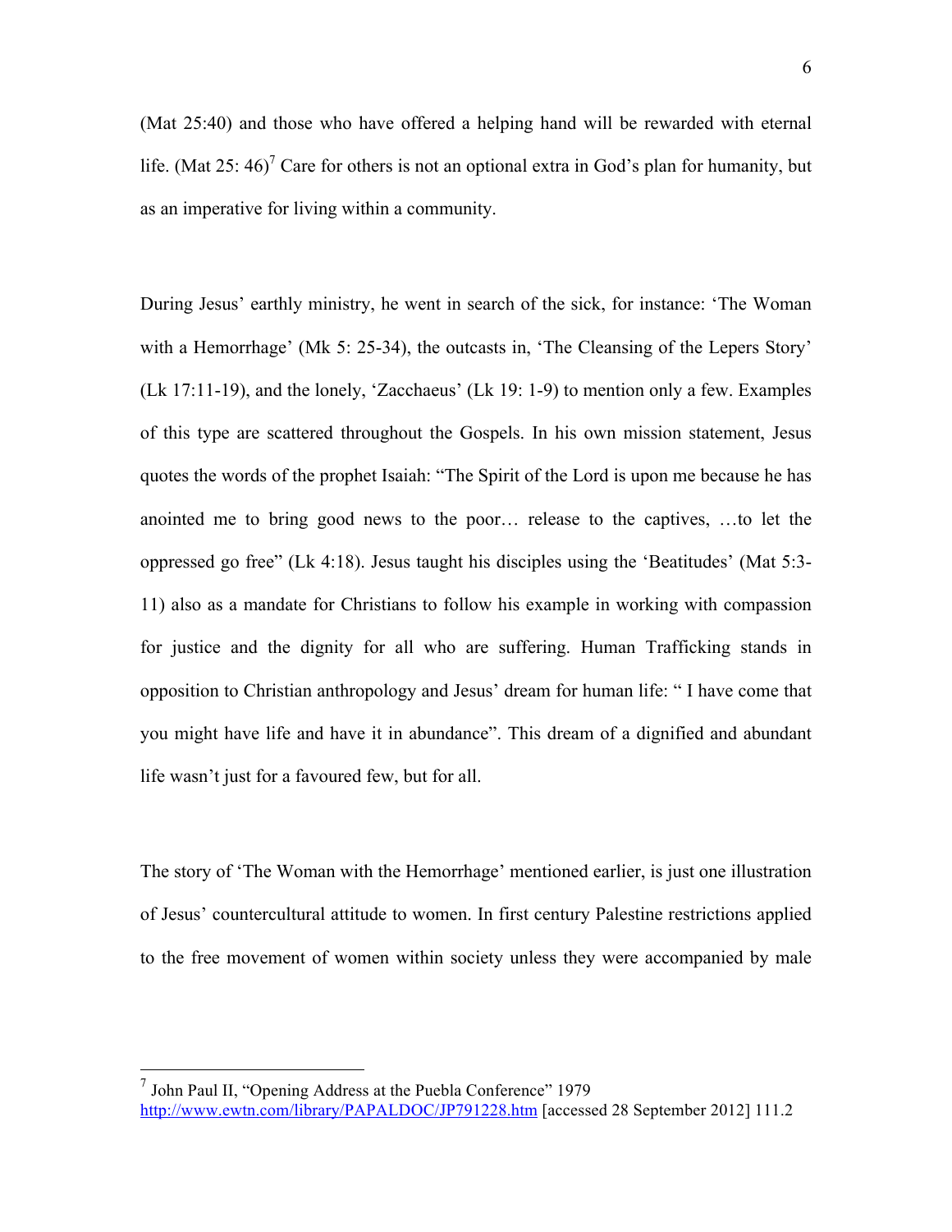(Mat 25:40) and those who have offered a helping hand will be rewarded with eternal life. (Mat 25: 46)[7] Care for others is not an optional extra in God's plan for humanity, but as an imperative for living within a community.

During Jesus' earthly ministry, he went in search of the sick, for instance: 'The Woman with a Hemorrhage' (Mk 5: 25-34), the outcasts in, 'The Cleansing of the Lepers Story' (Lk 17:11-19), and the lonely, 'Zacchaeus' (Lk 19: 1-9) to mention only a few. Examples of this type are scattered throughout the Gospels. In his own mission statement, Jesus quotes the words of the prophet Isaiah: "The Spirit of the Lord is upon me because he has anointed me to bring good news to the poor… release to the captives, …to let the oppressed go free" (Lk 4:18). Jesus taught his disciples using the 'Beatitudes' (Mat 5:3-11) also as a mandate for Christians to follow his example in working with compassion for justice and the dignity for all who are suffering. Human Trafficking stands in opposition to Christian anthropology and Jesus' dream for human life: " I have come that you might have life and have it in abundance". This dream of a dignified and abundant life wasn't just for a favoured few, but for all.

The story of 'The Woman with the Hemorrhage' mentioned earlier, is just one illustration of Jesus' countercultural attitude to women. In first century Palestine restrictions applied to the free movement of women within society unless they were accompanied by male

---

[7] John Paul II, "Opening Address at the Puebla Conference" 1979 http://www.ewtn.com/library/PAPALDOC/JP791228.htm [accessed 28 September 2012] 111.2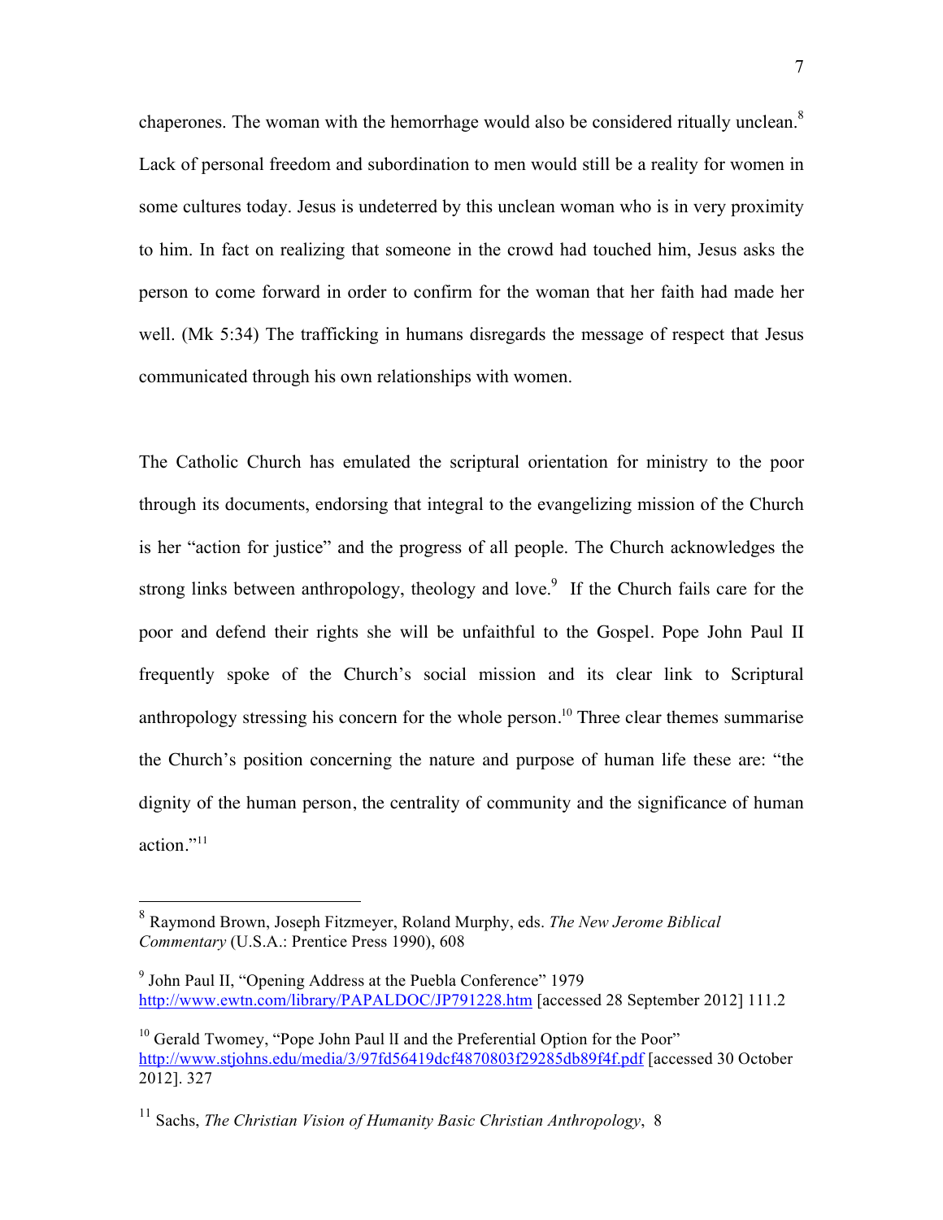chaperones. The woman with the hemorrhage would also be considered ritually unclean.[8] Lack of personal freedom and subordination to men would still be a reality for women in some cultures today. Jesus is undeterred by this unclean woman who is in very proximity to him. In fact on realizing that someone in the crowd had touched him, Jesus asks the person to come forward in order to confirm for the woman that her faith had made her well. (Mk 5:34) The trafficking in humans disregards the message of respect that Jesus communicated through his own relationships with women.

The Catholic Church has emulated the scriptural orientation for ministry to the poor through its documents, endorsing that integral to the evangelizing mission of the Church is her "action for justice" and the progress of all people. The Church acknowledges the strong links between anthropology, theology and love.[9] If the Church fails care for the poor and defend their rights she will be unfaithful to the Gospel. Pope John Paul II frequently spoke of the Church's social mission and its clear link to Scriptural anthropology stressing his concern for the whole person.[10] Three clear themes summarise the Church's position concerning the nature and purpose of human life these are: "the dignity of the human person, the centrality of community and the significance of human action."[11]

---

[8] Raymond Brown, Joseph Fitzmeyer, Roland Murphy, eds. *The New Jerome Biblical Commentary* (U.S.A.: Prentice Press 1990), 608

[9] John Paul II, "Opening Address at the Puebla Conference" 1979 http://www.ewtn.com/library/PAPALDOC/JP791228.htm [accessed 28 September 2012] 111.2

[10] Gerald Twomey, "Pope John Paul lI and the Preferential Option for the Poor" http://www.stjohns.edu/media/3/97fd56419dcf4870803f29285db89f4f.pdf [accessed 30 October 2012]. 327

[11] Sachs, *The Christian Vision of Humanity Basic Christian Anthropology*, 8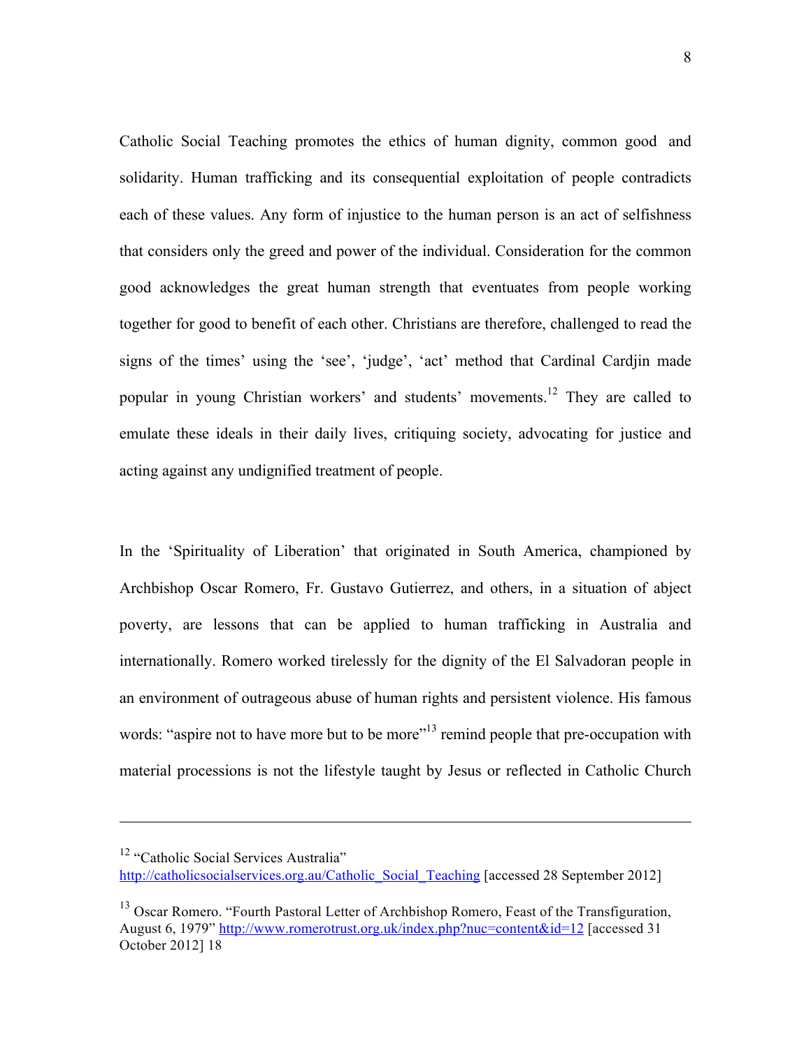Catholic Social Teaching promotes the ethics of human dignity, common good and solidarity. Human trafficking and its consequential exploitation of people contradicts each of these values. Any form of injustice to the human person is an act of selfishness that considers only the greed and power of the individual. Consideration for the common good acknowledges the great human strength that eventuates from people working together for good to benefit of each other. Christians are therefore, challenged to read the signs of the times' using the 'see', 'judge', 'act' method that Cardinal Cardjin made popular in young Christian workers' and students' movements.[12] They are called to emulate these ideals in their daily lives, critiquing society, advocating for justice and acting against any undignified treatment of people.

In the 'Spirituality of Liberation' that originated in South America, championed by Archbishop Oscar Romero, Fr. Gustavo Gutierrez, and others, in a situation of abject poverty, are lessons that can be applied to human trafficking in Australia and internationally. Romero worked tirelessly for the dignity of the El Salvadoran people in an environment of outrageous abuse of human rights and persistent violence. His famous words: "aspire not to have more but to be more"[13] remind people that pre-occupation with material processions is not the lifestyle taught by Jesus or reflected in Catholic Church

---

[12] "Catholic Social Services Australia" http://catholicsocialservices.org.au/Catholic_Social_Teaching [accessed 28 September 2012]

[13] Oscar Romero. "Fourth Pastoral Letter of Archbishop Romero, Feast of the Transfiguration, August 6, 1979" http://www.romerotrust.org.uk/index.php?nuc=content&id=12 [accessed 31 October 2012] 18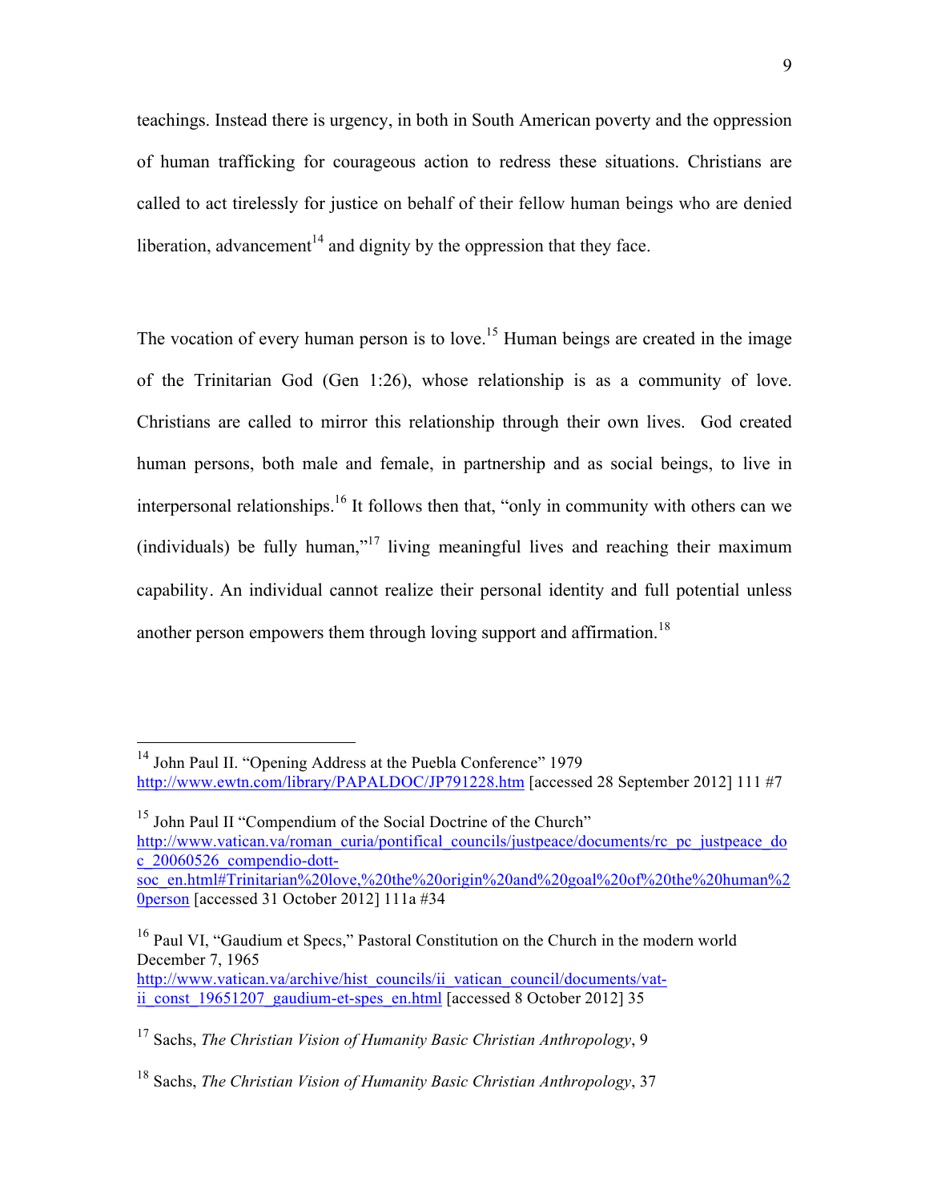teachings. Instead there is urgency, in both in South American poverty and the oppression of human trafficking for courageous action to redress these situations. Christians are called to act tirelessly for justice on behalf of their fellow human beings who are denied liberation, advancement[14] and dignity by the oppression that they face.

The vocation of every human person is to love.[15] Human beings are created in the image of the Trinitarian God (Gen 1:26), whose relationship is as a community of love. Christians are called to mirror this relationship through their own lives. God created human persons, both male and female, in partnership and as social beings, to live in interpersonal relationships.[16] It follows then that, "only in community with others can we (individuals) be fully human,"[17] living meaningful lives and reaching their maximum capability. An individual cannot realize their personal identity and full potential unless another person empowers them through loving support and affirmation.[18]

---

[14] John Paul II. "Opening Address at the Puebla Conference" 1979 http://www.ewtn.com/library/PAPALDOC/JP791228.htm [accessed 28 September 2012] 111 #7

[15] John Paul II "Compendium of the Social Doctrine of the Church" http://www.vatican.va/roman_curia/pontifical_councils/justpeace/documents/rc_pc_justpeace_doc_20060526_compendio-dott-soc_en.html#Trinitarian%20love,%20the%20origin%20and%20goal%20of%20the%20human%20person [accessed 31 October 2012] 111a #34

[16] Paul VI, "Gaudium et Specs," Pastoral Constitution on the Church in the modern world December 7, 1965 http://www.vatican.va/archive/hist_councils/ii_vatican_council/documents/vat-ii_const_19651207_gaudium-et-spes_en.html [accessed 8 October 2012] 35

[17] Sachs, *The Christian Vision of Humanity Basic Christian Anthropology*, 9

[18] Sachs, *The Christian Vision of Humanity Basic Christian Anthropology*, 37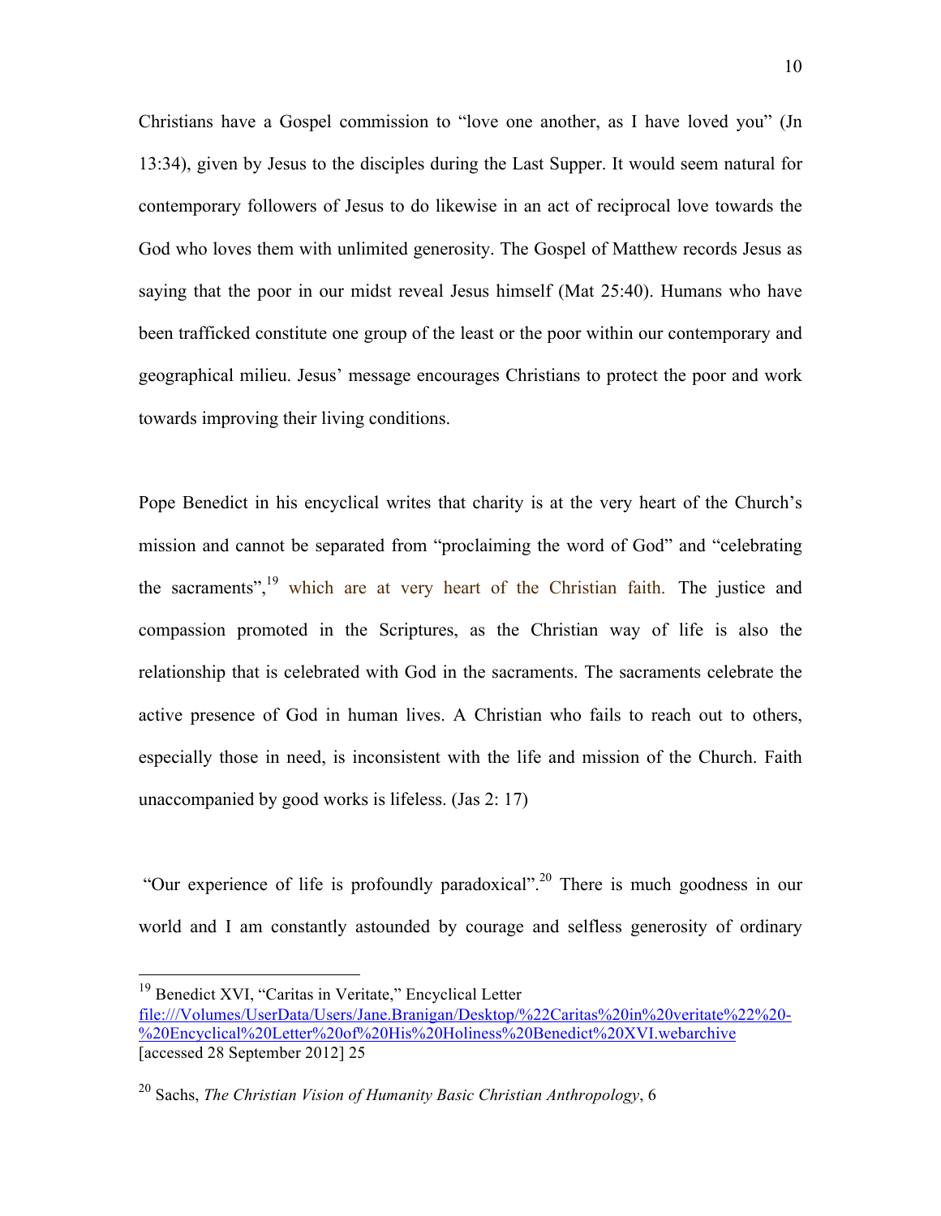Christians have a Gospel commission to "love one another, as I have loved you" (Jn 13:34), given by Jesus to the disciples during the Last Supper. It would seem natural for contemporary followers of Jesus to do likewise in an act of reciprocal love towards the God who loves them with unlimited generosity. The Gospel of Matthew records Jesus as saying that the poor in our midst reveal Jesus himself (Mat 25:40). Humans who have been trafficked constitute one group of the least or the poor within our contemporary and geographical milieu. Jesus' message encourages Christians to protect the poor and work towards improving their living conditions.

Pope Benedict in his encyclical writes that charity is at the very heart of the Church's mission and cannot be separated from "proclaiming the word of God" and "celebrating the sacraments",[19] which are at very heart of the Christian faith. The justice and compassion promoted in the Scriptures, as the Christian way of life is also the relationship that is celebrated with God in the sacraments. The sacraments celebrate the active presence of God in human lives. A Christian who fails to reach out to others, especially those in need, is inconsistent with the life and mission of the Church. Faith unaccompanied by good works is lifeless. (Jas 2: 17)

"Our experience of life is profoundly paradoxical".[20] There is much goodness in our world and I am constantly astounded by courage and selfless generosity of ordinary

---

[19] Benedict XVI, "Caritas in Veritate," Encyclical Letter file:///Volumes/UserData/Users/Jane.Branigan/Desktop/%22Caritas%20in%20veritate%22%20-%20Encyclical%20Letter%20of%20His%20Holiness%20Benedict%20XVI.webarchive [accessed 28 September 2012] 25

[20] Sachs, *The Christian Vision of Humanity Basic Christian Anthropology*, 6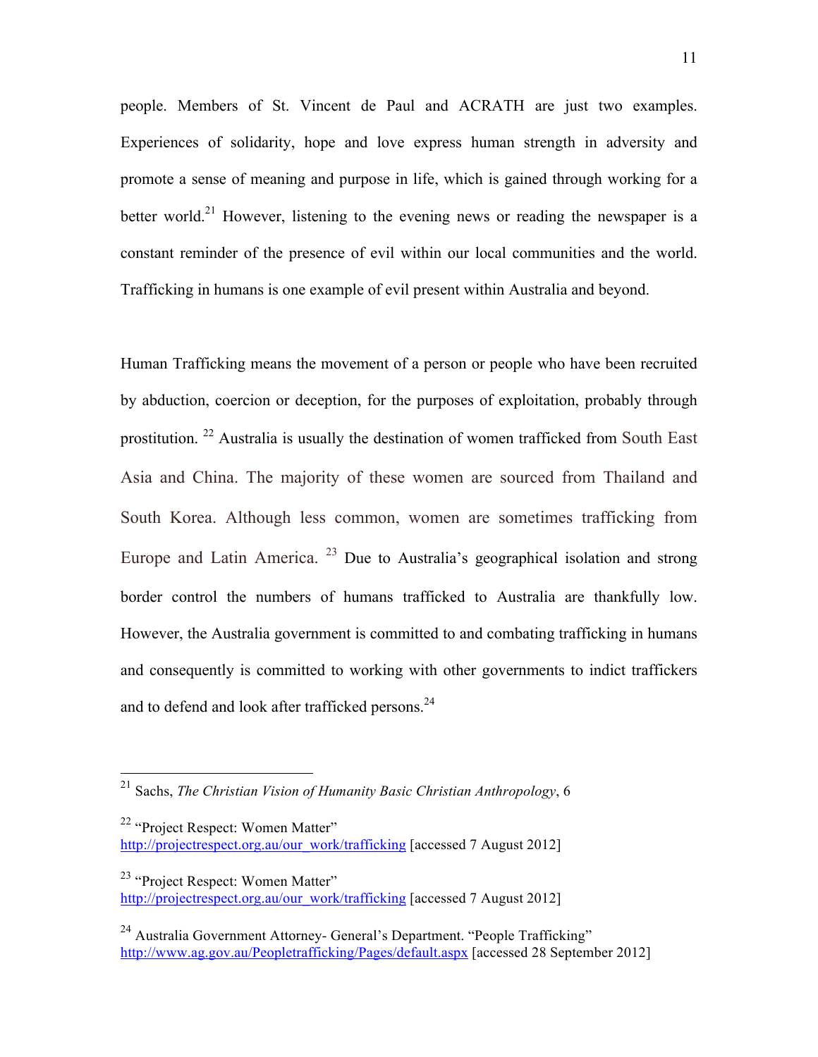people. Members of St. Vincent de Paul and ACRATH are just two examples. Experiences of solidarity, hope and love express human strength in adversity and promote a sense of meaning and purpose in life, which is gained through working for a better world.[21] However, listening to the evening news or reading the newspaper is a constant reminder of the presence of evil within our local communities and the world. Trafficking in humans is one example of evil present within Australia and beyond.

Human Trafficking means the movement of a person or people who have been recruited by abduction, coercion or deception, for the purposes of exploitation, probably through prostitution. [22] Australia is usually the destination of women trafficked from South East Asia and China. The majority of these women are sourced from Thailand and South Korea. Although less common, women are sometimes trafficking from Europe and Latin America. [23] Due to Australia's geographical isolation and strong border control the numbers of humans trafficked to Australia are thankfully low. However, the Australia government is committed to and combating trafficking in humans and consequently is committed to working with other governments to indict traffickers and to defend and look after trafficked persons.[24]

---

[21] Sachs, *The Christian Vision of Humanity Basic Christian Anthropology*, 6

[22] "Project Respect: Women Matter" http://projectrespect.org.au/our_work/trafficking [accessed 7 August 2012]

[23] "Project Respect: Women Matter" http://projectrespect.org.au/our_work/trafficking [accessed 7 August 2012]

[24] Australia Government Attorney- General's Department. "People Trafficking" http://www.ag.gov.au/Peopletrafficking/Pages/default.aspx [accessed 28 September 2012]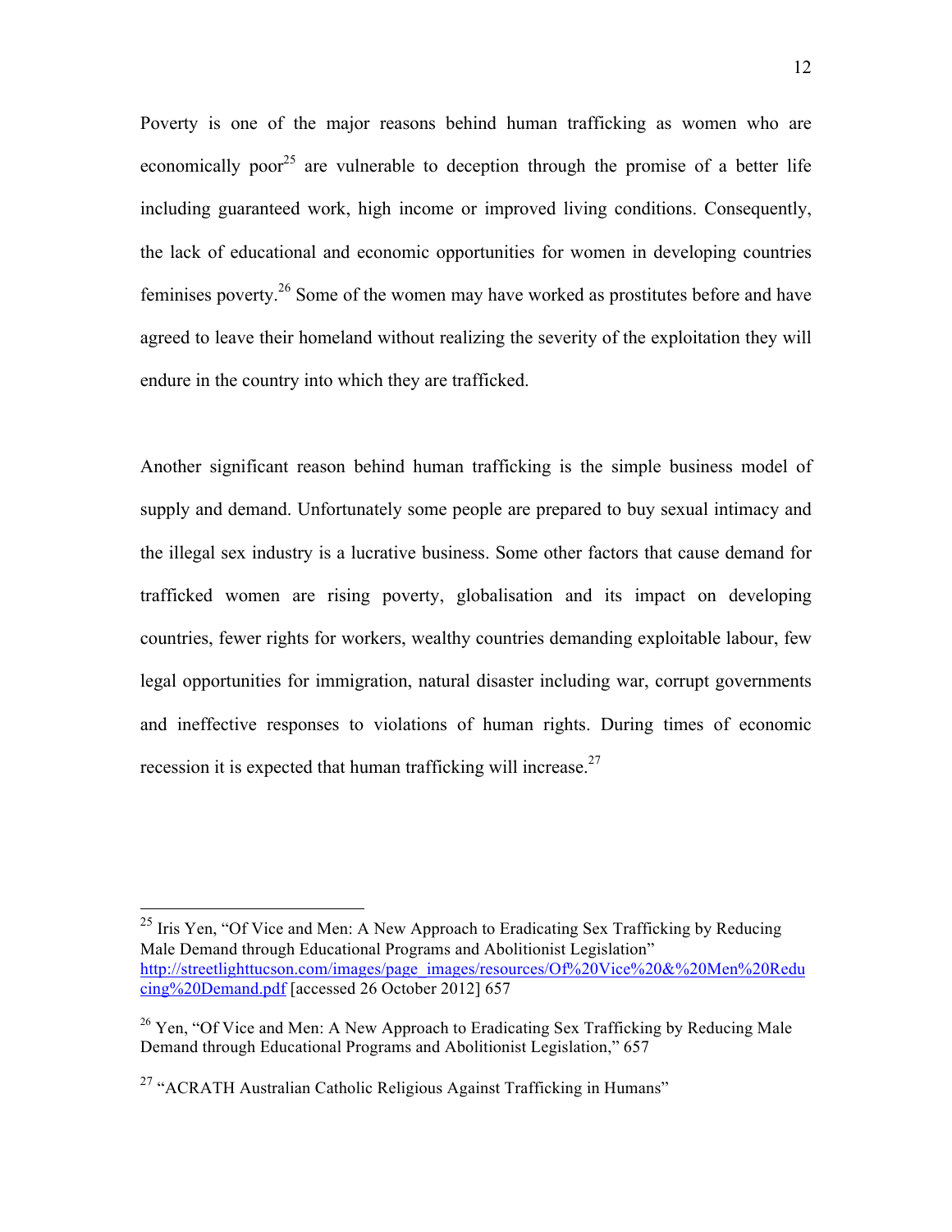Poverty is one of the major reasons behind human trafficking as women who are economically poor[25] are vulnerable to deception through the promise of a better life including guaranteed work, high income or improved living conditions. Consequently, the lack of educational and economic opportunities for women in developing countries feminises poverty.[26] Some of the women may have worked as prostitutes before and have agreed to leave their homeland without realizing the severity of the exploitation they will endure in the country into which they are trafficked.

Another significant reason behind human trafficking is the simple business model of supply and demand. Unfortunately some people are prepared to buy sexual intimacy and the illegal sex industry is a lucrative business. Some other factors that cause demand for trafficked women are rising poverty, globalisation and its impact on developing countries, fewer rights for workers, wealthy countries demanding exploitable labour, few legal opportunities for immigration, natural disaster including war, corrupt governments and ineffective responses to violations of human rights. During times of economic recession it is expected that human trafficking will increase.[27]

---

[25] Iris Yen, "Of Vice and Men: A New Approach to Eradicating Sex Trafficking by Reducing Male Demand through Educational Programs and Abolitionist Legislation" http://streetlighttucson.com/images/page_images/resources/Of%20Vice%20&%20Men%20Reducing%20Demand.pdf [accessed 26 October 2012] 657

[26] Yen, "Of Vice and Men: A New Approach to Eradicating Sex Trafficking by Reducing Male Demand through Educational Programs and Abolitionist Legislation," 657

[27] "ACRATH Australian Catholic Religious Against Trafficking in Humans"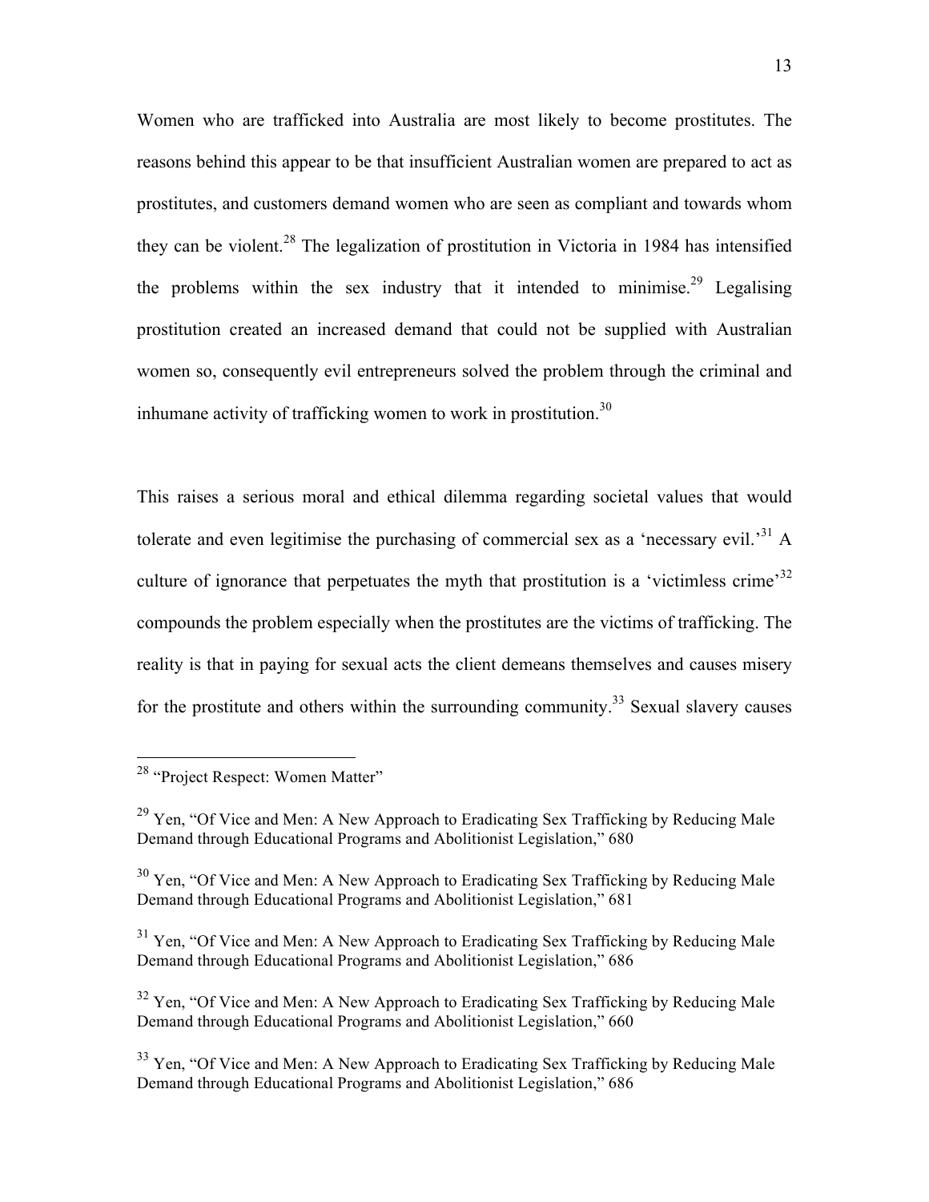Women who are trafficked into Australia are most likely to become prostitutes. The reasons behind this appear to be that insufficient Australian women are prepared to act as prostitutes, and customers demand women who are seen as compliant and towards whom they can be violent.[28] The legalization of prostitution in Victoria in 1984 has intensified the problems within the sex industry that it intended to minimise.[29] Legalising prostitution created an increased demand that could not be supplied with Australian women so, consequently evil entrepreneurs solved the problem through the criminal and inhumane activity of trafficking women to work in prostitution.[30]

This raises a serious moral and ethical dilemma regarding societal values that would tolerate and even legitimise the purchasing of commercial sex as a 'necessary evil.'[31] A culture of ignorance that perpetuates the myth that prostitution is a 'victimless crime'[32] compounds the problem especially when the prostitutes are the victims of trafficking. The reality is that in paying for sexual acts the client demeans themselves and causes misery for the prostitute and others within the surrounding community.[33] Sexual slavery causes

---

[28] "Project Respect: Women Matter"

[29] Yen, "Of Vice and Men: A New Approach to Eradicating Sex Trafficking by Reducing Male Demand through Educational Programs and Abolitionist Legislation," 680

[30] Yen, "Of Vice and Men: A New Approach to Eradicating Sex Trafficking by Reducing Male Demand through Educational Programs and Abolitionist Legislation," 681

[31] Yen, "Of Vice and Men: A New Approach to Eradicating Sex Trafficking by Reducing Male Demand through Educational Programs and Abolitionist Legislation," 686

[32] Yen, "Of Vice and Men: A New Approach to Eradicating Sex Trafficking by Reducing Male Demand through Educational Programs and Abolitionist Legislation," 660

[33] Yen, "Of Vice and Men: A New Approach to Eradicating Sex Trafficking by Reducing Male Demand through Educational Programs and Abolitionist Legislation," 686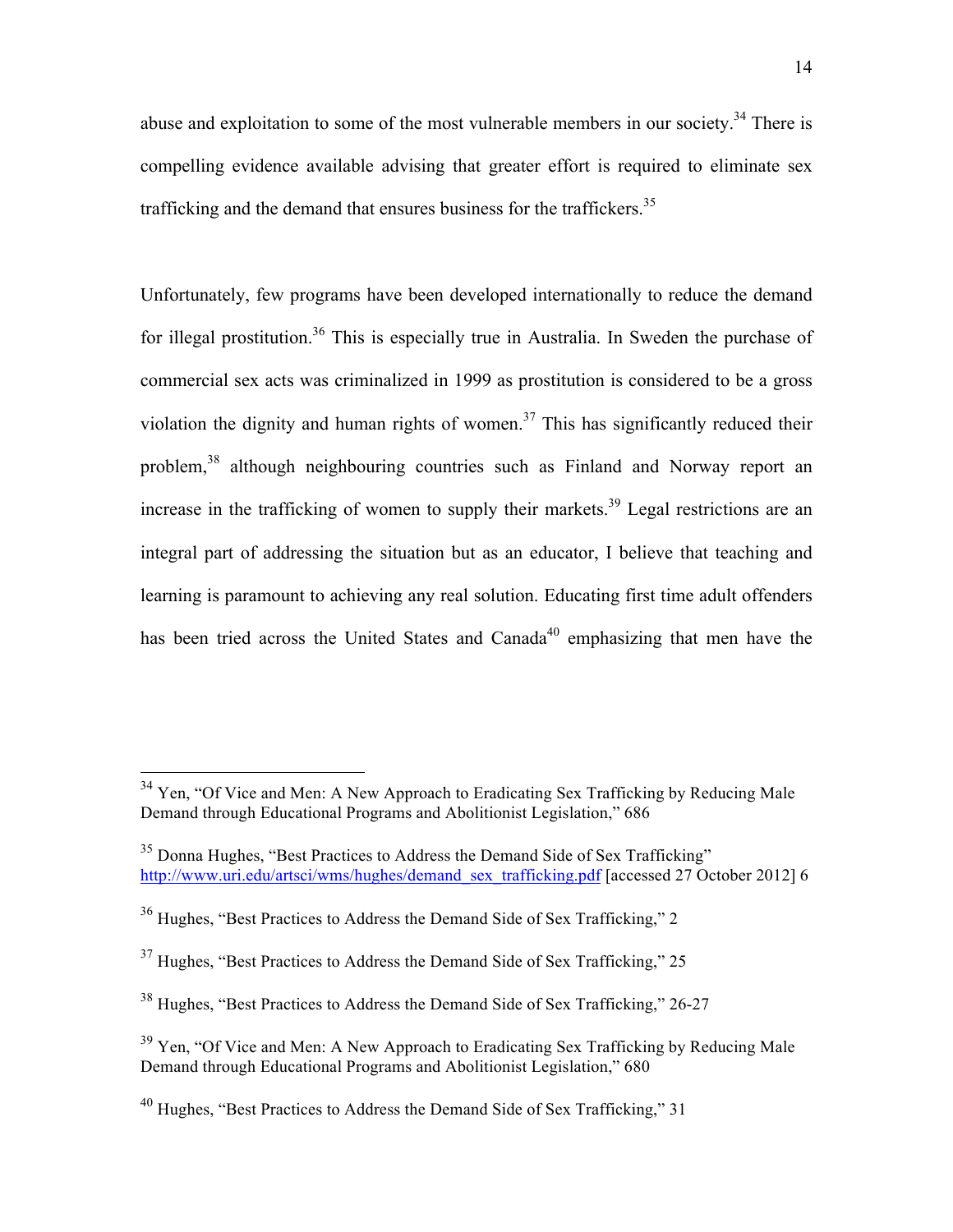abuse and exploitation to some of the most vulnerable members in our society.[34] There is compelling evidence available advising that greater effort is required to eliminate sex trafficking and the demand that ensures business for the traffickers.[35]

Unfortunately, few programs have been developed internationally to reduce the demand for illegal prostitution.[36] This is especially true in Australia. In Sweden the purchase of commercial sex acts was criminalized in 1999 as prostitution is considered to be a gross violation the dignity and human rights of women.[37] This has significantly reduced their problem,[38] although neighbouring countries such as Finland and Norway report an increase in the trafficking of women to supply their markets.[39] Legal restrictions are an integral part of addressing the situation but as an educator, I believe that teaching and learning is paramount to achieving any real solution. Educating first time adult offenders has been tried across the United States and Canada[40] emphasizing that men have the

---

[34] Yen, "Of Vice and Men: A New Approach to Eradicating Sex Trafficking by Reducing Male Demand through Educational Programs and Abolitionist Legislation," 686

[35] Donna Hughes, "Best Practices to Address the Demand Side of Sex Trafficking" http://www.uri.edu/artsci/wms/hughes/demand_sex_trafficking.pdf [accessed 27 October 2012] 6

[36] Hughes, "Best Practices to Address the Demand Side of Sex Trafficking," 2

[37] Hughes, "Best Practices to Address the Demand Side of Sex Trafficking," 25

[38] Hughes, "Best Practices to Address the Demand Side of Sex Trafficking," 26-27

[39] Yen, "Of Vice and Men: A New Approach to Eradicating Sex Trafficking by Reducing Male Demand through Educational Programs and Abolitionist Legislation," 680

[40] Hughes, "Best Practices to Address the Demand Side of Sex Trafficking," 31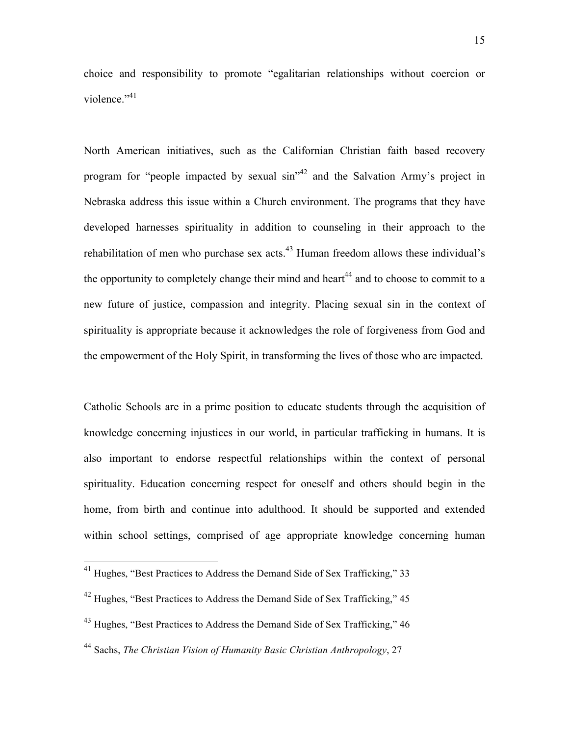choice and responsibility to promote "egalitarian relationships without coercion or violence."[41]

North American initiatives, such as the Californian Christian faith based recovery program for "people impacted by sexual sin"[42] and the Salvation Army's project in Nebraska address this issue within a Church environment. The programs that they have developed harnesses spirituality in addition to counseling in their approach to the rehabilitation of men who purchase sex acts.[43] Human freedom allows these individual's the opportunity to completely change their mind and heart[44] and to choose to commit to a new future of justice, compassion and integrity. Placing sexual sin in the context of spirituality is appropriate because it acknowledges the role of forgiveness from God and the empowerment of the Holy Spirit, in transforming the lives of those who are impacted.

Catholic Schools are in a prime position to educate students through the acquisition of knowledge concerning injustices in our world, in particular trafficking in humans. It is also important to endorse respectful relationships within the context of personal spirituality. Education concerning respect for oneself and others should begin in the home, from birth and continue into adulthood. It should be supported and extended within school settings, comprised of age appropriate knowledge concerning human

---

[41] Hughes, "Best Practices to Address the Demand Side of Sex Trafficking," 33

[42] Hughes, "Best Practices to Address the Demand Side of Sex Trafficking," 45

[43] Hughes, "Best Practices to Address the Demand Side of Sex Trafficking," 46

[44] Sachs, *The Christian Vision of Humanity Basic Christian Anthropology*, 27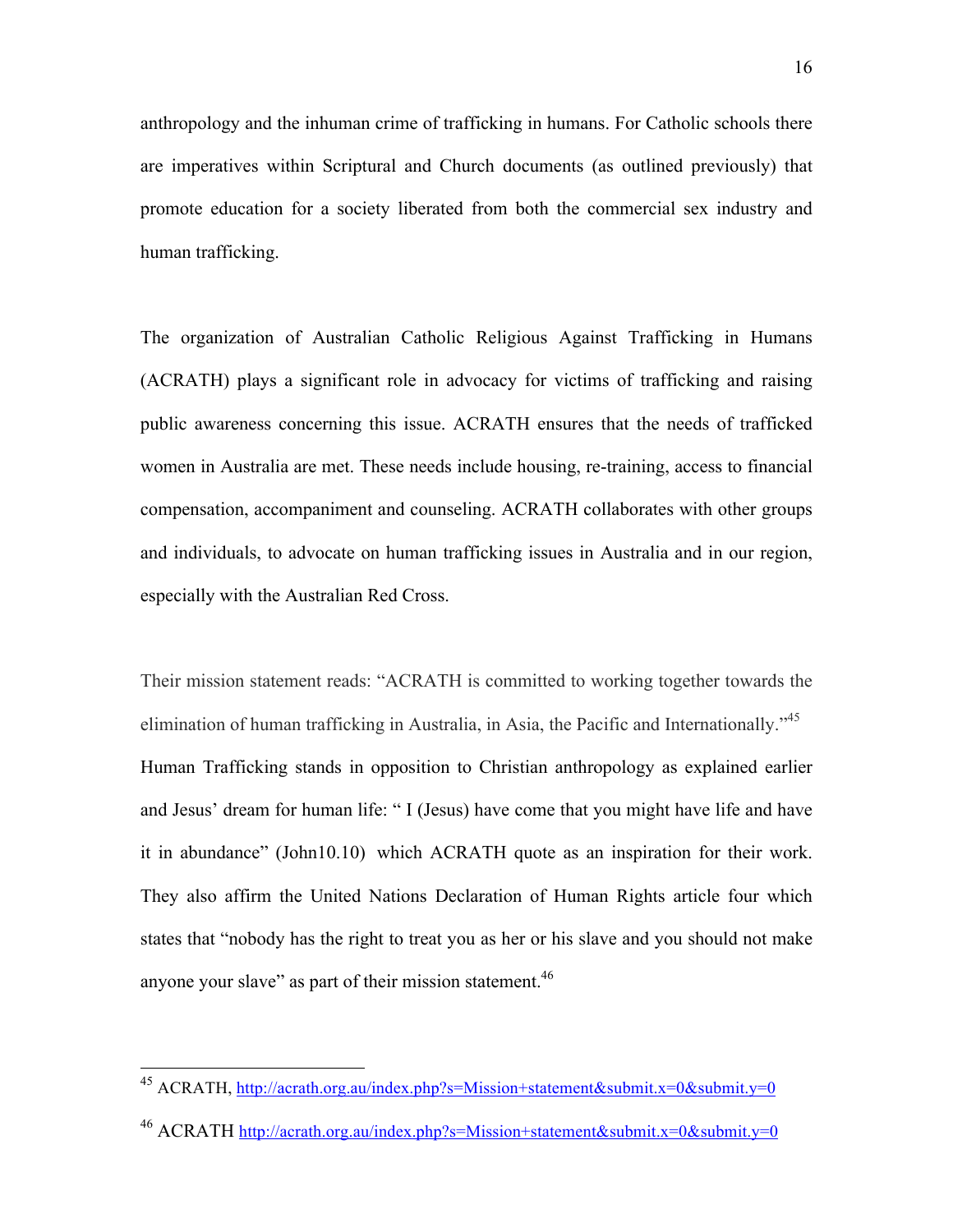anthropology and the inhuman crime of trafficking in humans. For Catholic schools there are imperatives within Scriptural and Church documents (as outlined previously) that promote education for a society liberated from both the commercial sex industry and human trafficking.

The organization of Australian Catholic Religious Against Trafficking in Humans (ACRATH) plays a significant role in advocacy for victims of trafficking and raising public awareness concerning this issue. ACRATH ensures that the needs of trafficked women in Australia are met. These needs include housing, re-training, access to financial compensation, accompaniment and counseling. ACRATH collaborates with other groups and individuals, to advocate on human trafficking issues in Australia and in our region, especially with the Australian Red Cross.

Their mission statement reads: "ACRATH is committed to working together towards the elimination of human trafficking in Australia, in Asia, the Pacific and Internationally."[45] Human Trafficking stands in opposition to Christian anthropology as explained earlier and Jesus' dream for human life: " I (Jesus) have come that you might have life and have it in abundance" (John10.10) which ACRATH quote as an inspiration for their work. They also affirm the United Nations Declaration of Human Rights article four which states that "nobody has the right to treat you as her or his slave and you should not make anyone your slave" as part of their mission statement.[46]

---

[45] ACRATH, http://acrath.org.au/index.php?s=Mission+statement&submit.x=0&submit.y=0

[46] ACRATH http://acrath.org.au/index.php?s=Mission+statement&submit.x=0&submit.y=0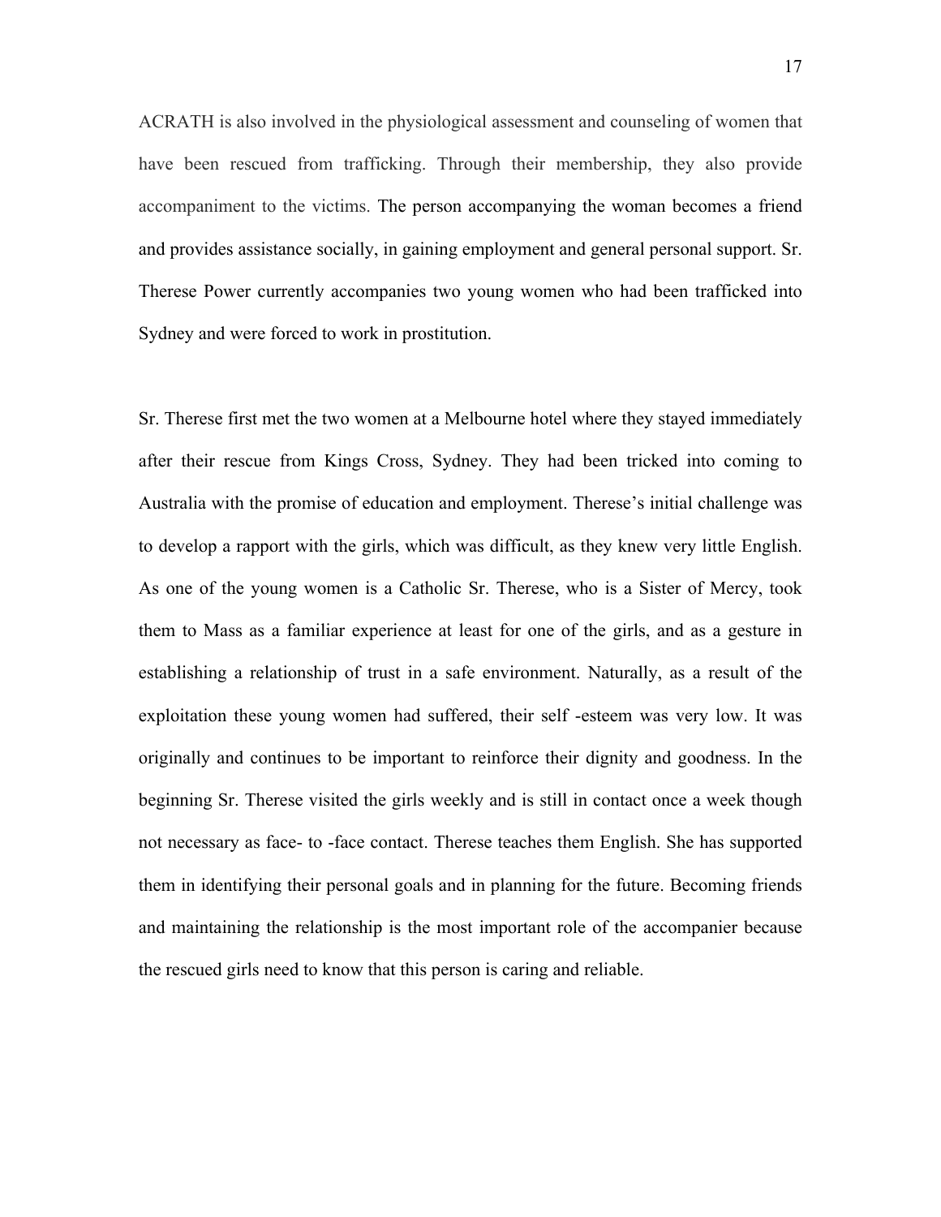ACRATH is also involved in the physiological assessment and counseling of women that have been rescued from trafficking. Through their membership, they also provide accompaniment to the victims. The person accompanying the woman becomes a friend and provides assistance socially, in gaining employment and general personal support. Sr. Therese Power currently accompanies two young women who had been trafficked into Sydney and were forced to work in prostitution.

Sr. Therese first met the two women at a Melbourne hotel where they stayed immediately after their rescue from Kings Cross, Sydney. They had been tricked into coming to Australia with the promise of education and employment. Therese's initial challenge was to develop a rapport with the girls, which was difficult, as they knew very little English. As one of the young women is a Catholic Sr. Therese, who is a Sister of Mercy, took them to Mass as a familiar experience at least for one of the girls, and as a gesture in establishing a relationship of trust in a safe environment. Naturally, as a result of the exploitation these young women had suffered, their self -esteem was very low. It was originally and continues to be important to reinforce their dignity and goodness. In the beginning Sr. Therese visited the girls weekly and is still in contact once a week though not necessary as face- to -face contact. Therese teaches them English. She has supported them in identifying their personal goals and in planning for the future. Becoming friends and maintaining the relationship is the most important role of the accompanier because the rescued girls need to know that this person is caring and reliable.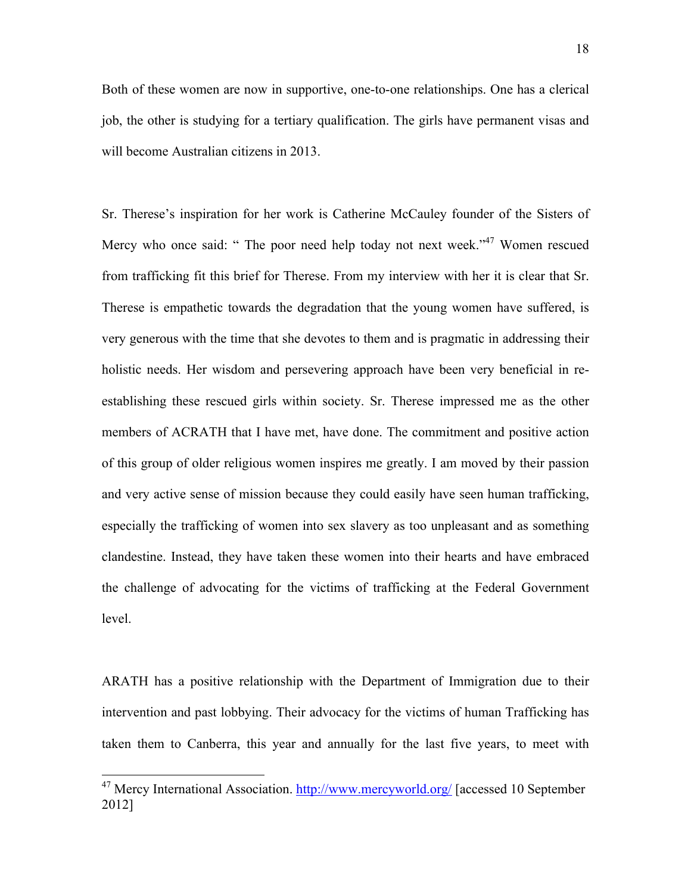Both of these women are now in supportive, one-to-one relationships. One has a clerical job, the other is studying for a tertiary qualification. The girls have permanent visas and will become Australian citizens in 2013.

Sr. Therese's inspiration for her work is Catherine McCauley founder of the Sisters of Mercy who once said: " The poor need help today not next week."[47] Women rescued from trafficking fit this brief for Therese. From my interview with her it is clear that Sr. Therese is empathetic towards the degradation that the young women have suffered, is very generous with the time that she devotes to them and is pragmatic in addressing their holistic needs. Her wisdom and persevering approach have been very beneficial in re-establishing these rescued girls within society. Sr. Therese impressed me as the other members of ACRATH that I have met, have done. The commitment and positive action of this group of older religious women inspires me greatly. I am moved by their passion and very active sense of mission because they could easily have seen human trafficking, especially the trafficking of women into sex slavery as too unpleasant and as something clandestine. Instead, they have taken these women into their hearts and have embraced the challenge of advocating for the victims of trafficking at the Federal Government level.

ARATH has a positive relationship with the Department of Immigration due to their intervention and past lobbying. Their advocacy for the victims of human Trafficking has taken them to Canberra, this year and annually for the last five years, to meet with

[47] Mercy International Association. http://www.mercyworld.org/ [accessed 10 September 2012]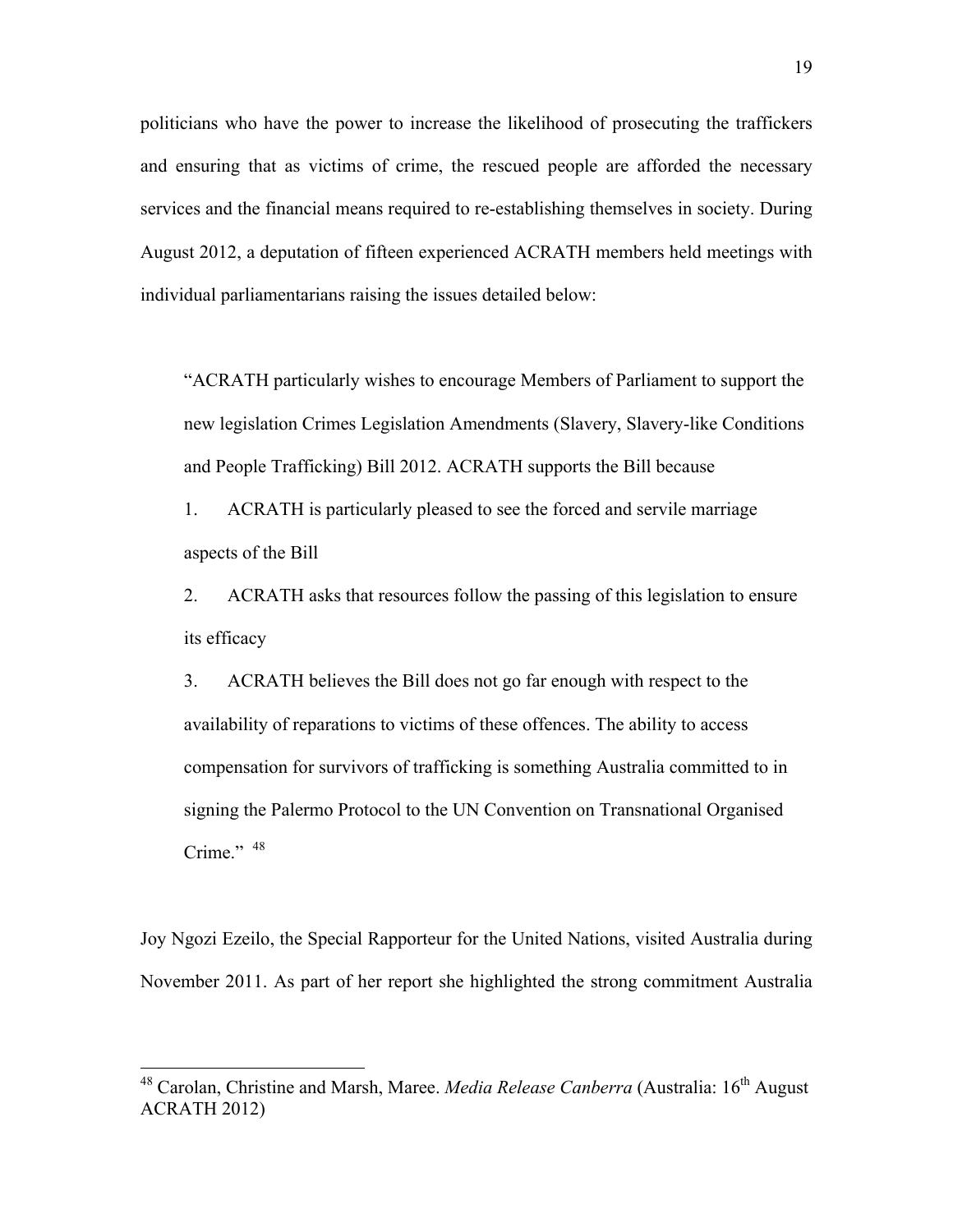politicians who have the power to increase the likelihood of prosecuting the traffickers and ensuring that as victims of crime, the rescued people are afforded the necessary services and the financial means required to re-establishing themselves in society. During August 2012, a deputation of fifteen experienced ACRATH members held meetings with individual parliamentarians raising the issues detailed below:

> "ACRATH particularly wishes to encourage Members of Parliament to support the new legislation Crimes Legislation Amendments (Slavery, Slavery-like Conditions and People Trafficking) Bill 2012. ACRATH supports the Bill because
>
> 1. ACRATH is particularly pleased to see the forced and servile marriage aspects of the Bill
> 2. ACRATH asks that resources follow the passing of this legislation to ensure its efficacy
> 3. ACRATH believes the Bill does not go far enough with respect to the availability of reparations to victims of these offences. The ability to access compensation for survivors of trafficking is something Australia committed to in signing the Palermo Protocol to the UN Convention on Transnational Organised Crime." [48]

Joy Ngozi Ezeilo, the Special Rapporteur for the United Nations, visited Australia during November 2011. As part of her report she highlighted the strong commitment Australia

---

[48] Carolan, Christine and Marsh, Maree. *Media Release Canberra* (Australia: 16th August ACRATH 2012)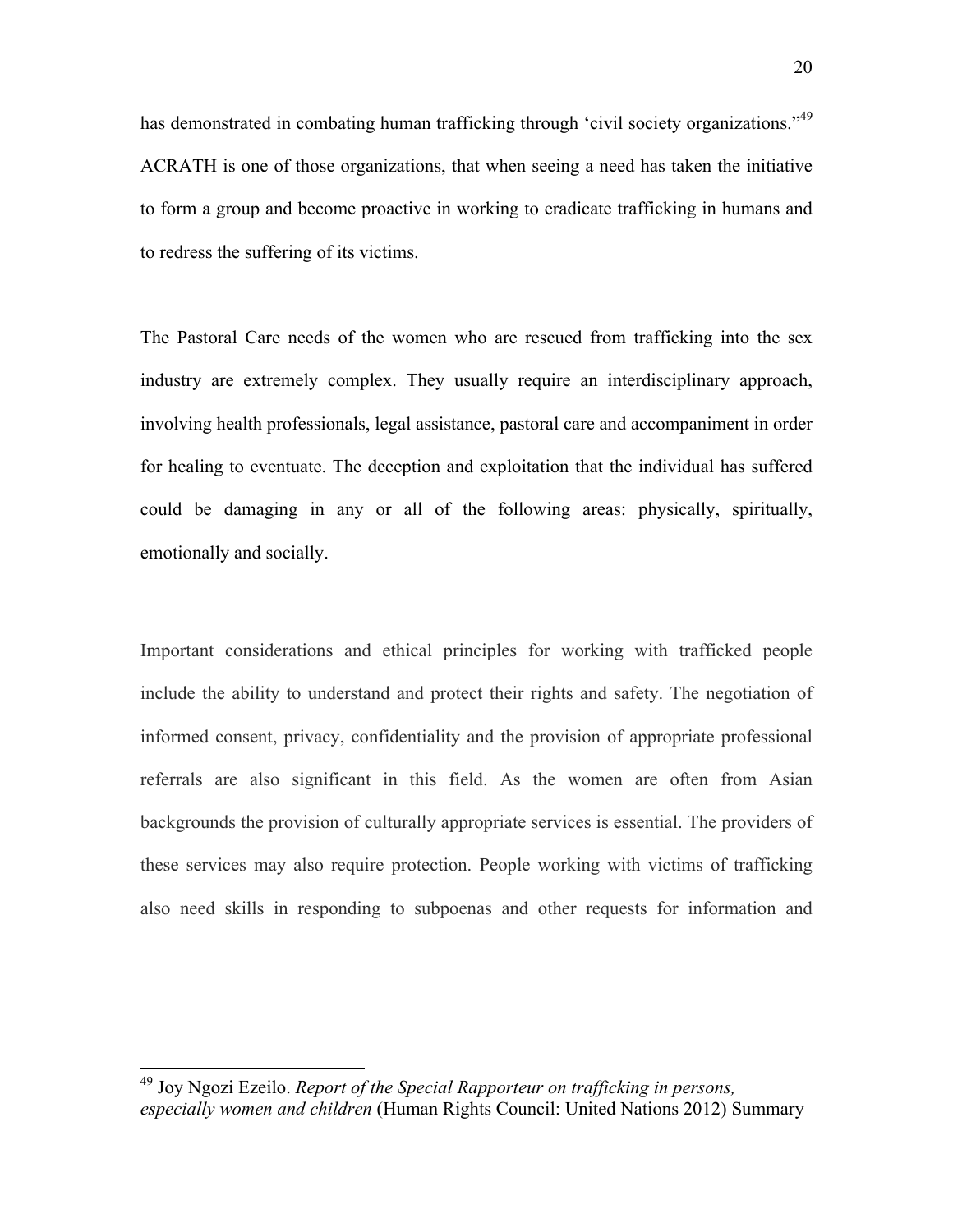has demonstrated in combating human trafficking through 'civil society organizations."[49] ACRATH is one of those organizations, that when seeing a need has taken the initiative to form a group and become proactive in working to eradicate trafficking in humans and to redress the suffering of its victims.

The Pastoral Care needs of the women who are rescued from trafficking into the sex industry are extremely complex. They usually require an interdisciplinary approach, involving health professionals, legal assistance, pastoral care and accompaniment in order for healing to eventuate. The deception and exploitation that the individual has suffered could be damaging in any or all of the following areas: physically, spiritually, emotionally and socially.

Important considerations and ethical principles for working with trafficked people include the ability to understand and protect their rights and safety. The negotiation of informed consent, privacy, confidentiality and the provision of appropriate professional referrals are also significant in this field. As the women are often from Asian backgrounds the provision of culturally appropriate services is essential. The providers of these services may also require protection. People working with victims of trafficking also need skills in responding to subpoenas and other requests for information and

---

[49] Joy Ngozi Ezeilo. *Report of the Special Rapporteur on trafficking in persons, especially women and children* (Human Rights Council: United Nations 2012) Summary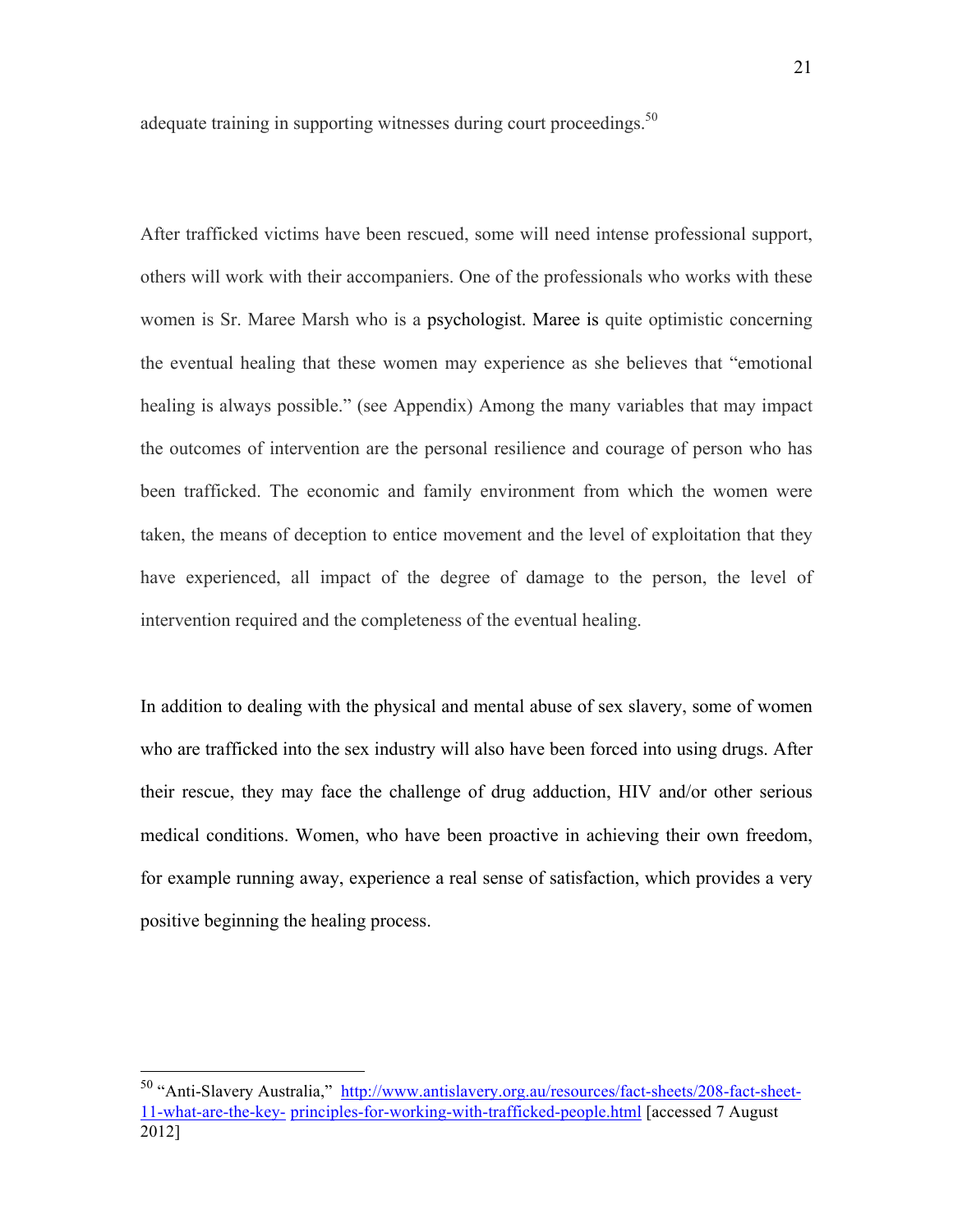adequate training in supporting witnesses during court proceedings.[50]

After trafficked victims have been rescued, some will need intense professional support, others will work with their accompaniers. One of the professionals who works with these women is Sr. Maree Marsh who is a psychologist. Maree is quite optimistic concerning the eventual healing that these women may experience as she believes that "emotional healing is always possible." (see Appendix) Among the many variables that may impact the outcomes of intervention are the personal resilience and courage of person who has been trafficked. The economic and family environment from which the women were taken, the means of deception to entice movement and the level of exploitation that they have experienced, all impact of the degree of damage to the person, the level of intervention required and the completeness of the eventual healing.

In addition to dealing with the physical and mental abuse of sex slavery, some of women who are trafficked into the sex industry will also have been forced into using drugs. After their rescue, they may face the challenge of drug adduction, HIV and/or other serious medical conditions. Women, who have been proactive in achieving their own freedom, for example running away, experience a real sense of satisfaction, which provides a very positive beginning the healing process.

---

[50] "Anti-Slavery Australia," http://www.antislavery.org.au/resources/fact-sheets/208-fact-sheet-11-what-are-the-key- principles-for-working-with-trafficked-people.html [accessed 7 August 2012]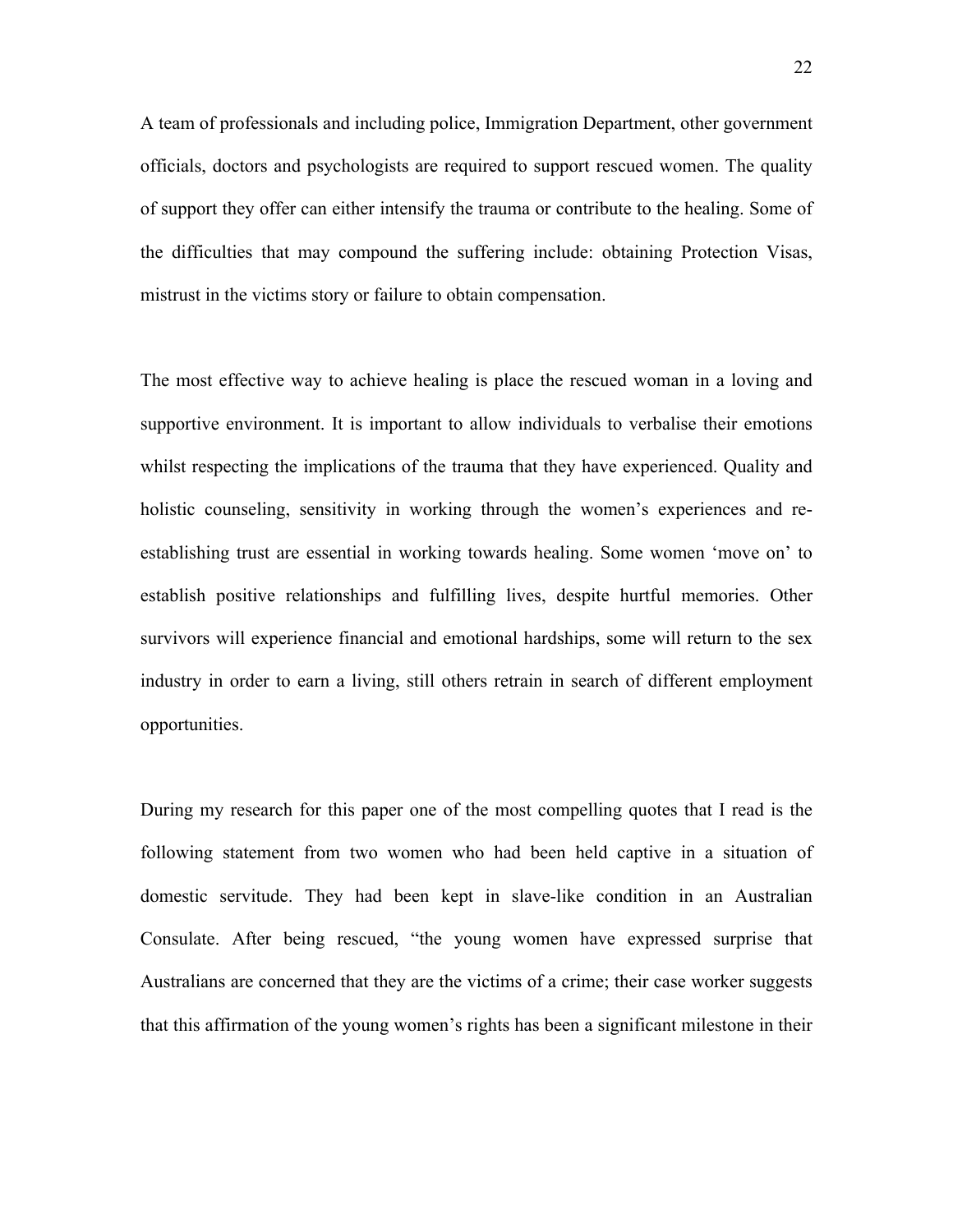A team of professionals and including police, Immigration Department, other government officials, doctors and psychologists are required to support rescued women. The quality of support they offer can either intensify the trauma or contribute to the healing. Some of the difficulties that may compound the suffering include: obtaining Protection Visas, mistrust in the victims story or failure to obtain compensation.

The most effective way to achieve healing is place the rescued woman in a loving and supportive environment. It is important to allow individuals to verbalise their emotions whilst respecting the implications of the trauma that they have experienced. Quality and holistic counseling, sensitivity in working through the women's experiences and re-establishing trust are essential in working towards healing. Some women 'move on' to establish positive relationships and fulfilling lives, despite hurtful memories. Other survivors will experience financial and emotional hardships, some will return to the sex industry in order to earn a living, still others retrain in search of different employment opportunities.

During my research for this paper one of the most compelling quotes that I read is the following statement from two women who had been held captive in a situation of domestic servitude. They had been kept in slave-like condition in an Australian Consulate. After being rescued, "the young women have expressed surprise that Australians are concerned that they are the victims of a crime; their case worker suggests that this affirmation of the young women's rights has been a significant milestone in their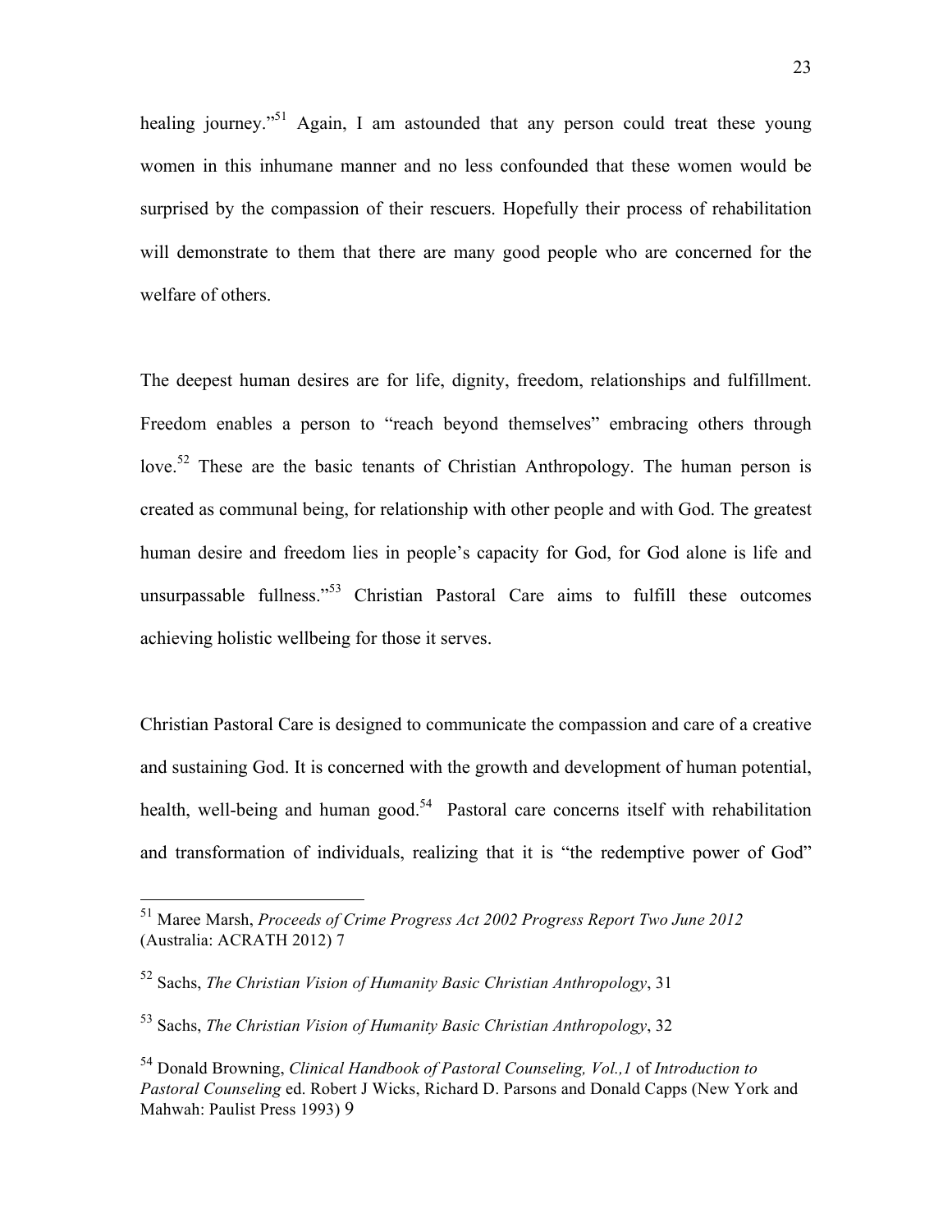healing journey."[51] Again, I am astounded that any person could treat these young women in this inhumane manner and no less confounded that these women would be surprised by the compassion of their rescuers. Hopefully their process of rehabilitation will demonstrate to them that there are many good people who are concerned for the welfare of others.

The deepest human desires are for life, dignity, freedom, relationships and fulfillment. Freedom enables a person to "reach beyond themselves" embracing others through love.[52] These are the basic tenants of Christian Anthropology. The human person is created as communal being, for relationship with other people and with God. The greatest human desire and freedom lies in people's capacity for God, for God alone is life and unsurpassable fullness."[53] Christian Pastoral Care aims to fulfill these outcomes achieving holistic wellbeing for those it serves.

Christian Pastoral Care is designed to communicate the compassion and care of a creative and sustaining God. It is concerned with the growth and development of human potential, health, well-being and human good.[54] Pastoral care concerns itself with rehabilitation and transformation of individuals, realizing that it is "the redemptive power of God"

---

[51] Maree Marsh, *Proceeds of Crime Progress Act 2002 Progress Report Two June 2012* (Australia: ACRATH 2012) 7

[52] Sachs, *The Christian Vision of Humanity Basic Christian Anthropology*, 31

[53] Sachs, *The Christian Vision of Humanity Basic Christian Anthropology*, 32

[54] Donald Browning, *Clinical Handbook of Pastoral Counseling, Vol.,1* of *Introduction to Pastoral Counseling* ed. Robert J Wicks, Richard D. Parsons and Donald Capps (New York and Mahwah: Paulist Press 1993) 9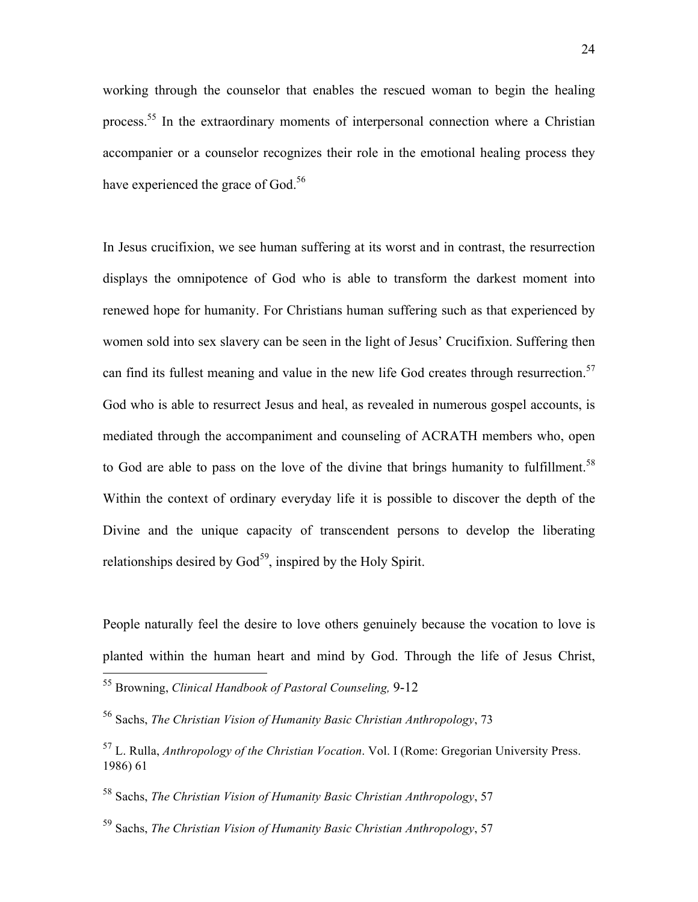working through the counselor that enables the rescued woman to begin the healing process.[55] In the extraordinary moments of interpersonal connection where a Christian accompanier or a counselor recognizes their role in the emotional healing process they have experienced the grace of God.[56]

In Jesus crucifixion, we see human suffering at its worst and in contrast, the resurrection displays the omnipotence of God who is able to transform the darkest moment into renewed hope for humanity. For Christians human suffering such as that experienced by women sold into sex slavery can be seen in the light of Jesus' Crucifixion. Suffering then can find its fullest meaning and value in the new life God creates through resurrection.[57] God who is able to resurrect Jesus and heal, as revealed in numerous gospel accounts, is mediated through the accompaniment and counseling of ACRATH members who, open to God are able to pass on the love of the divine that brings humanity to fulfillment.[58] Within the context of ordinary everyday life it is possible to discover the depth of the Divine and the unique capacity of transcendent persons to develop the liberating relationships desired by God[59], inspired by the Holy Spirit.

People naturally feel the desire to love others genuinely because the vocation to love is planted within the human heart and mind by God. Through the life of Jesus Christ,

---

[55] Browning, *Clinical Handbook of Pastoral Counseling,* 9-12

[56] Sachs, *The Christian Vision of Humanity Basic Christian Anthropology*, 73

[57] L. Rulla, *Anthropology of the Christian Vocation*. Vol. I (Rome: Gregorian University Press. 1986) 61

[58] Sachs, *The Christian Vision of Humanity Basic Christian Anthropology*, 57

[59] Sachs, *The Christian Vision of Humanity Basic Christian Anthropology*, 57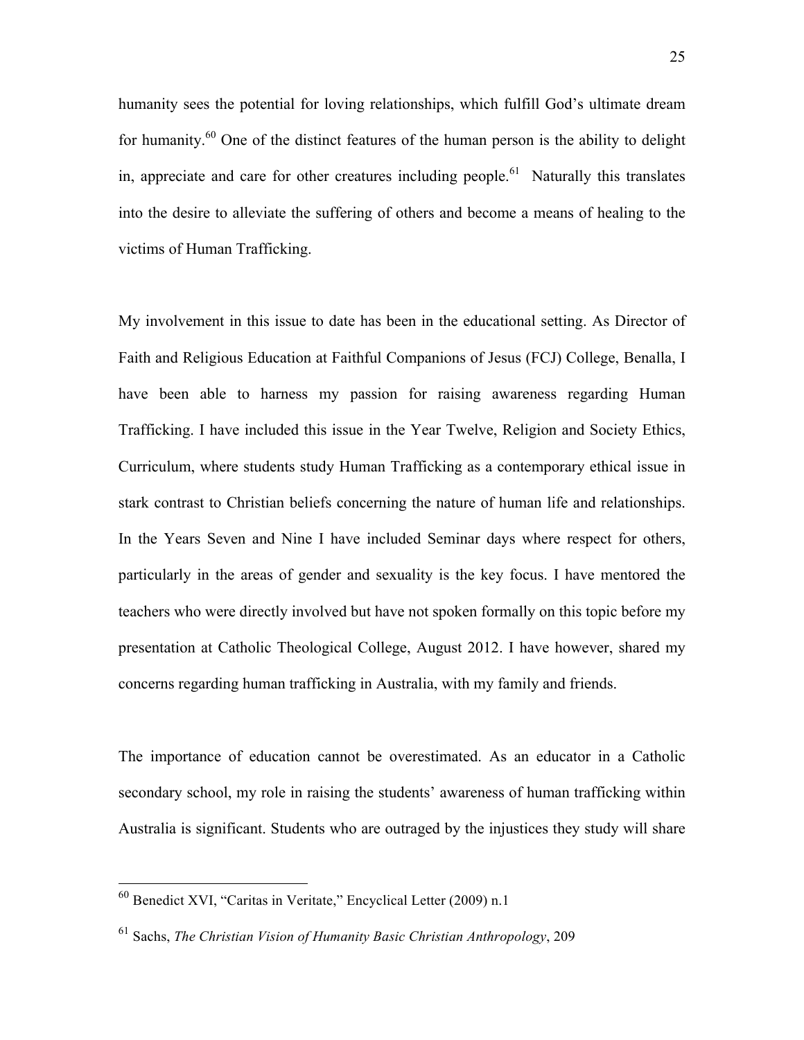humanity sees the potential for loving relationships, which fulfill God's ultimate dream for humanity.[60] One of the distinct features of the human person is the ability to delight in, appreciate and care for other creatures including people.[61] Naturally this translates into the desire to alleviate the suffering of others and become a means of healing to the victims of Human Trafficking.

My involvement in this issue to date has been in the educational setting. As Director of Faith and Religious Education at Faithful Companions of Jesus (FCJ) College, Benalla, I have been able to harness my passion for raising awareness regarding Human Trafficking. I have included this issue in the Year Twelve, Religion and Society Ethics, Curriculum, where students study Human Trafficking as a contemporary ethical issue in stark contrast to Christian beliefs concerning the nature of human life and relationships. In the Years Seven and Nine I have included Seminar days where respect for others, particularly in the areas of gender and sexuality is the key focus. I have mentored the teachers who were directly involved but have not spoken formally on this topic before my presentation at Catholic Theological College, August 2012. I have however, shared my concerns regarding human trafficking in Australia, with my family and friends.

The importance of education cannot be overestimated. As an educator in a Catholic secondary school, my role in raising the students' awareness of human trafficking within Australia is significant. Students who are outraged by the injustices they study will share

---

[60] Benedict XVI, "Caritas in Veritate," Encyclical Letter (2009) n.1

[61] Sachs, *The Christian Vision of Humanity Basic Christian Anthropology*, 209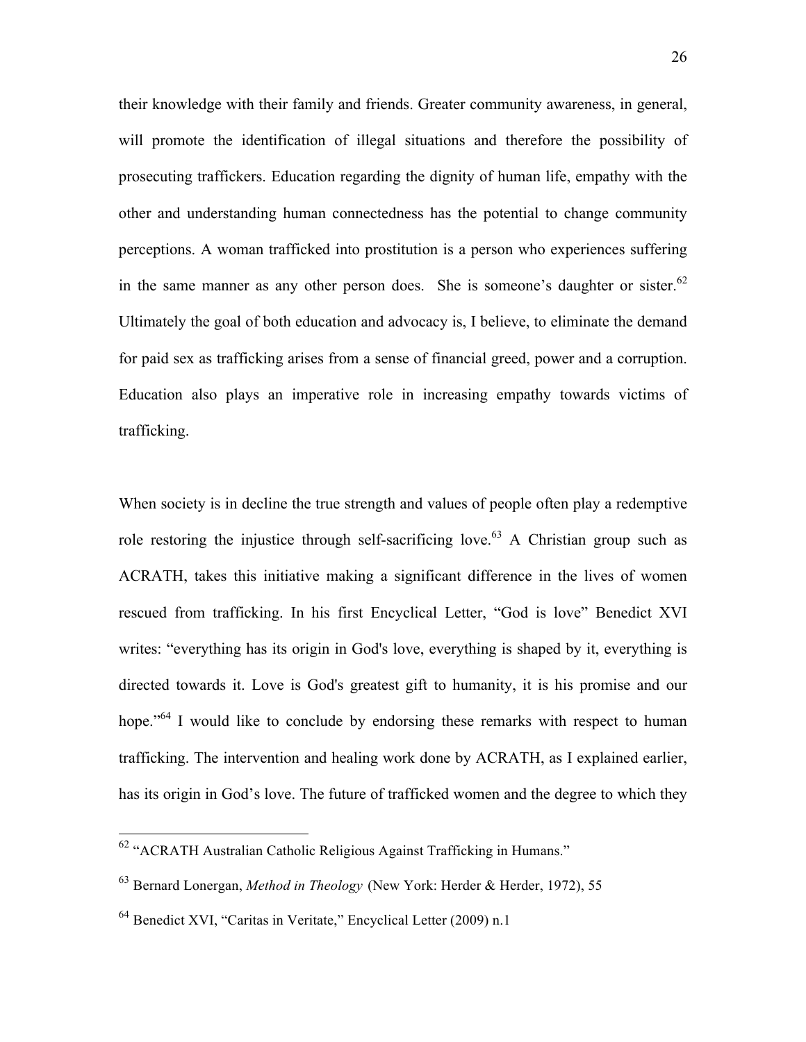their knowledge with their family and friends. Greater community awareness, in general, will promote the identification of illegal situations and therefore the possibility of prosecuting traffickers. Education regarding the dignity of human life, empathy with the other and understanding human connectedness has the potential to change community perceptions. A woman trafficked into prostitution is a person who experiences suffering in the same manner as any other person does. She is someone's daughter or sister.[62] Ultimately the goal of both education and advocacy is, I believe, to eliminate the demand for paid sex as trafficking arises from a sense of financial greed, power and a corruption. Education also plays an imperative role in increasing empathy towards victims of trafficking.

When society is in decline the true strength and values of people often play a redemptive role restoring the injustice through self-sacrificing love.[63] A Christian group such as ACRATH, takes this initiative making a significant difference in the lives of women rescued from trafficking. In his first Encyclical Letter, "God is love" Benedict XVI writes: "everything has its origin in God's love, everything is shaped by it, everything is directed towards it. Love is God's greatest gift to humanity, it is his promise and our hope."[64] I would like to conclude by endorsing these remarks with respect to human trafficking. The intervention and healing work done by ACRATH, as I explained earlier, has its origin in God's love. The future of trafficked women and the degree to which they

---

[62] "ACRATH Australian Catholic Religious Against Trafficking in Humans."

[63] Bernard Lonergan, *Method in Theology* (New York: Herder & Herder, 1972), 55

[64] Benedict XVI, "Caritas in Veritate," Encyclical Letter (2009) n.1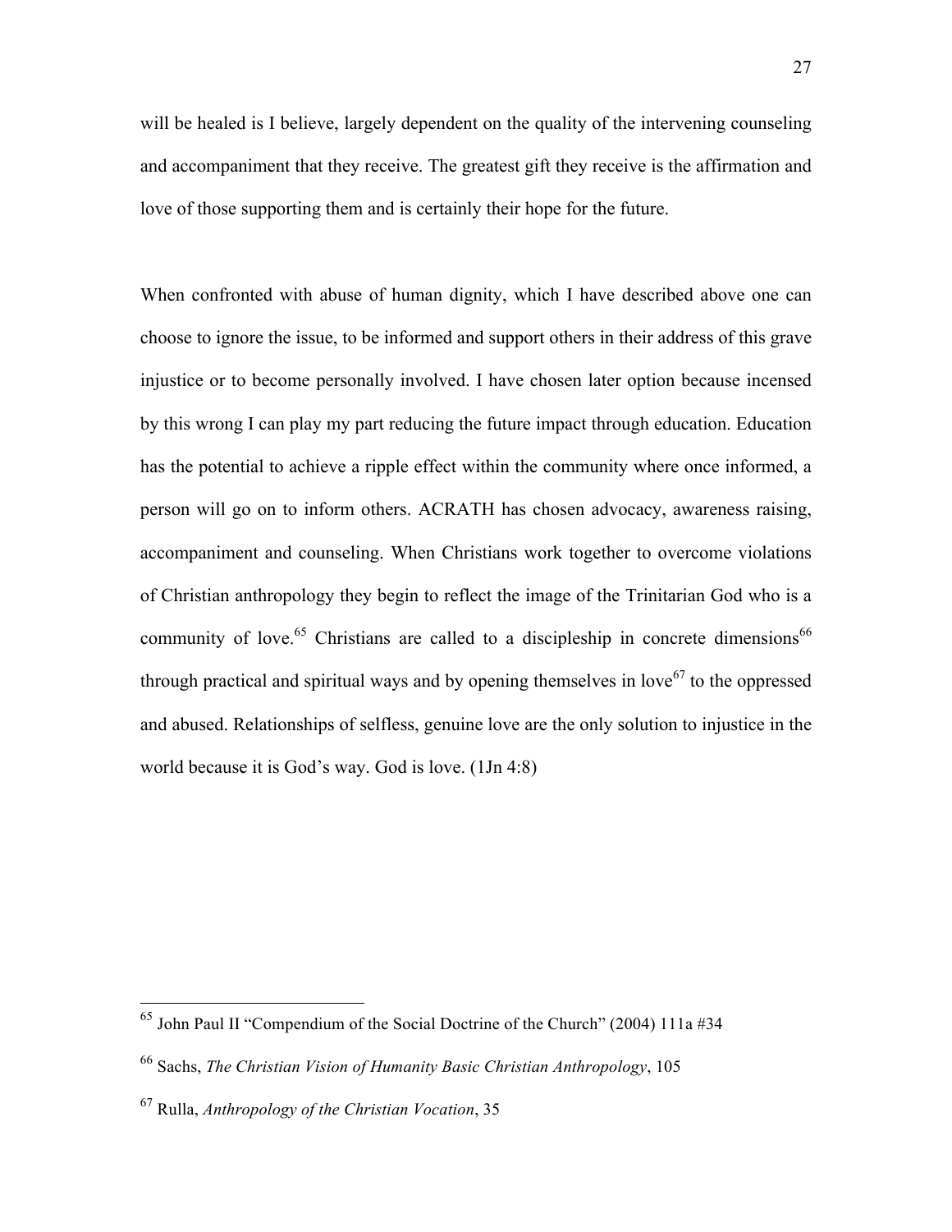will be healed is I believe, largely dependent on the quality of the intervening counseling and accompaniment that they receive. The greatest gift they receive is the affirmation and love of those supporting them and is certainly their hope for the future.

When confronted with abuse of human dignity, which I have described above one can choose to ignore the issue, to be informed and support others in their address of this grave injustice or to become personally involved. I have chosen later option because incensed by this wrong I can play my part reducing the future impact through education. Education has the potential to achieve a ripple effect within the community where once informed, a person will go on to inform others. ACRATH has chosen advocacy, awareness raising, accompaniment and counseling. When Christians work together to overcome violations of Christian anthropology they begin to reflect the image of the Trinitarian God who is a community of love.[65] Christians are called to a discipleship in concrete dimensions[66] through practical and spiritual ways and by opening themselves in love[67] to the oppressed and abused. Relationships of selfless, genuine love are the only solution to injustice in the world because it is God's way. God is love. (1Jn 4:8)

---

[65] John Paul II "Compendium of the Social Doctrine of the Church" (2004) 111a #34

[66] Sachs, *The Christian Vision of Humanity Basic Christian Anthropology*, 105

[67] Rulla, *Anthropology of the Christian Vocation*, 35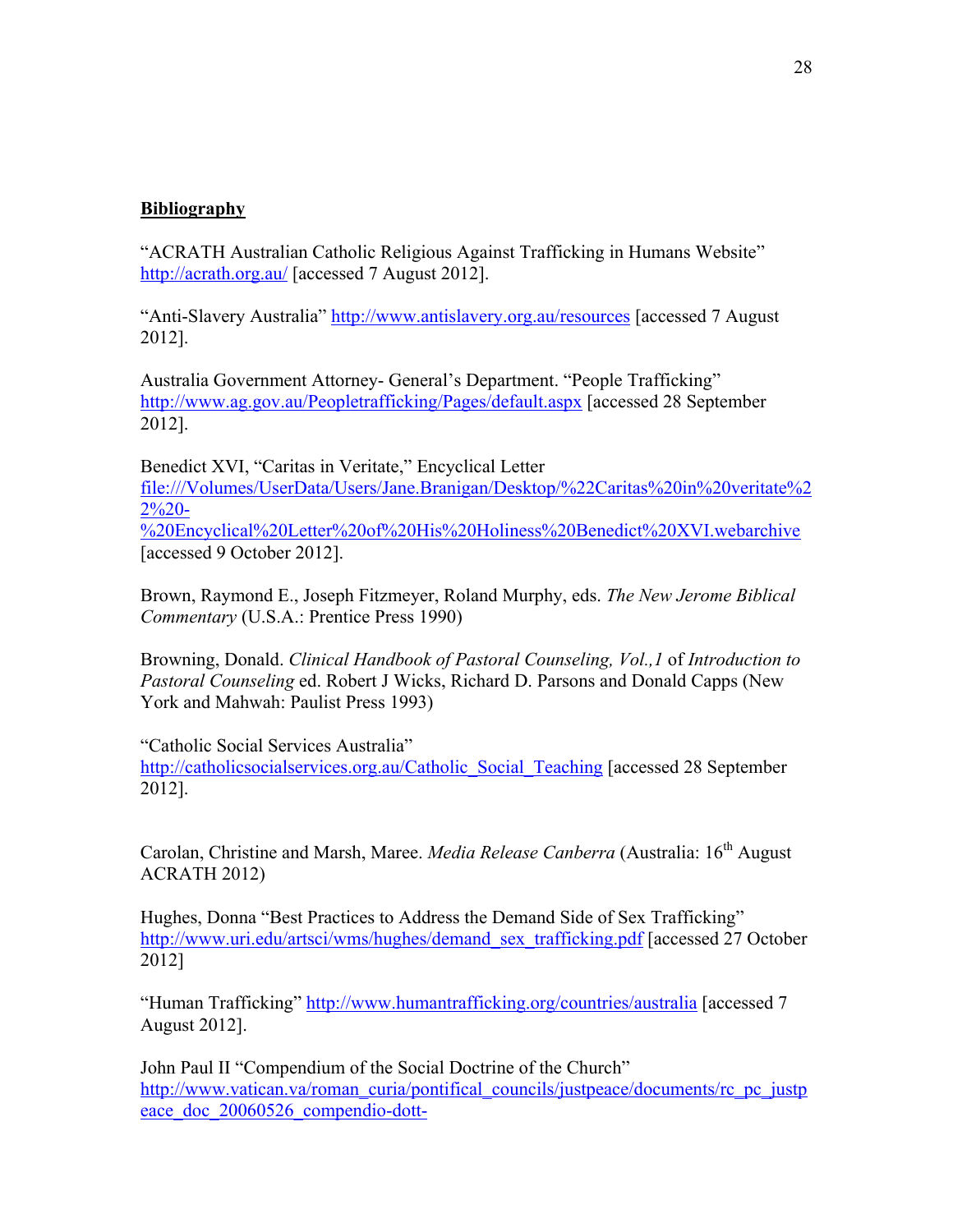**Bibliography**

"ACRATH Australian Catholic Religious Against Trafficking in Humans Website" http://acrath.org.au/ [accessed 7 August 2012].

"Anti-Slavery Australia" http://www.antislavery.org.au/resources [accessed 7 August 2012].

Australia Government Attorney- General's Department. "People Trafficking" http://www.ag.gov.au/Peopletrafficking/Pages/default.aspx [accessed 28 September 2012].

Benedict XVI, "Caritas in Veritate," Encyclical Letter file:///Volumes/UserData/Users/Jane.Branigan/Desktop/%22Caritas%20in%20veritate%22%20-%20Encyclical%20Letter%20of%20His%20Holiness%20Benedict%20XVI.webarchive [accessed 9 October 2012].

Brown, Raymond E., Joseph Fitzmeyer, Roland Murphy, eds. *The New Jerome Biblical Commentary* (U.S.A.: Prentice Press 1990)

Browning, Donald. *Clinical Handbook of Pastoral Counseling, Vol.,1* of *Introduction to Pastoral Counseling* ed. Robert J Wicks, Richard D. Parsons and Donald Capps (New York and Mahwah: Paulist Press 1993)

"Catholic Social Services Australia" http://catholicsocialservices.org.au/Catholic_Social_Teaching [accessed 28 September 2012].

Carolan, Christine and Marsh, Maree. *Media Release Canberra* (Australia: 16th August ACRATH 2012)

Hughes, Donna "Best Practices to Address the Demand Side of Sex Trafficking" http://www.uri.edu/artsci/wms/hughes/demand_sex_trafficking.pdf [accessed 27 October 2012]

"Human Trafficking" http://www.humantrafficking.org/countries/australia [accessed 7 August 2012].

John Paul II "Compendium of the Social Doctrine of the Church" http://www.vatican.va/roman_curia/pontifical_councils/justpeace/documents/rc_pc_justpeace_doc_20060526_compendio-dott-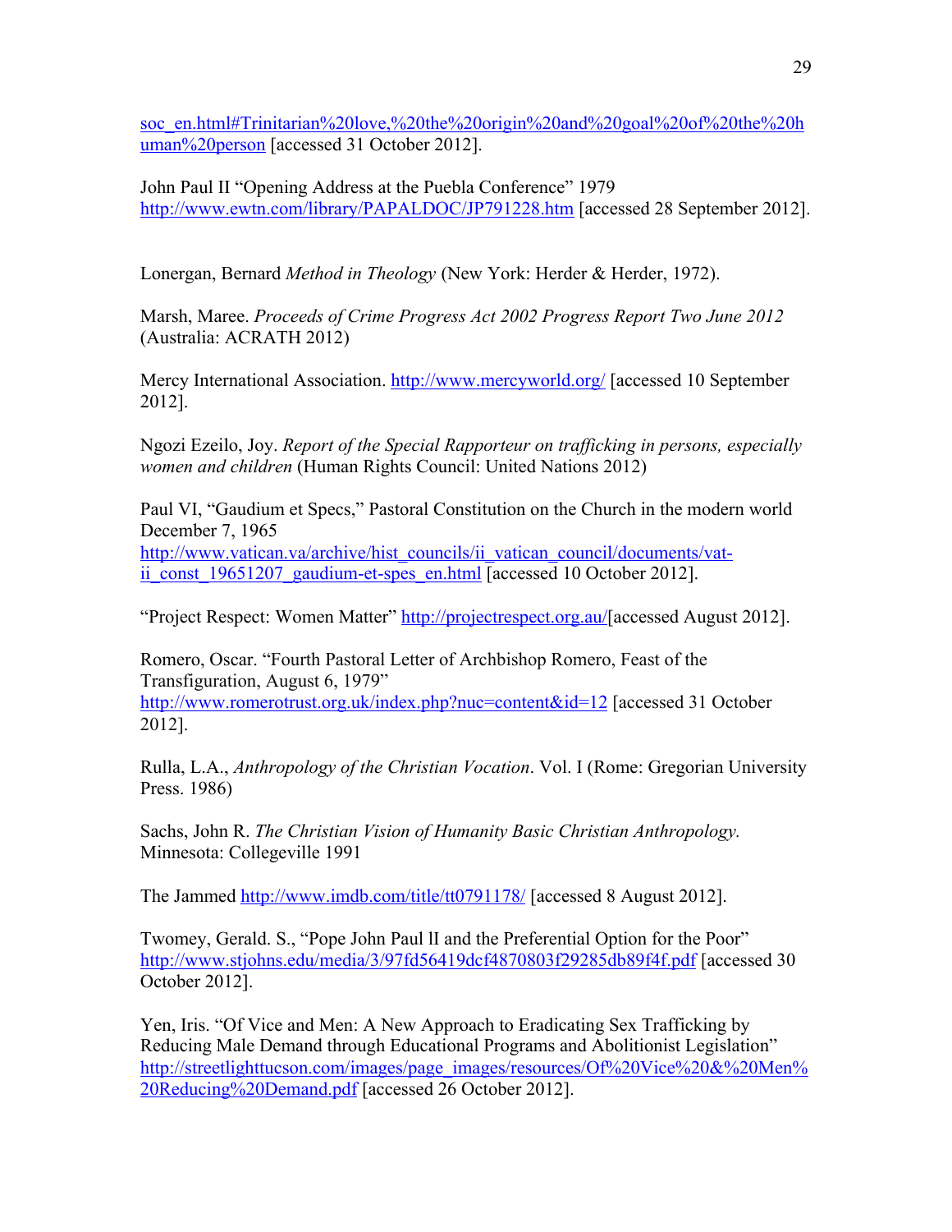soc_en.html#Trinitarian%20love,%20the%20origin%20and%20goal%20of%20the%20human%20person [accessed 31 October 2012].

John Paul II "Opening Address at the Puebla Conference" 1979 http://www.ewtn.com/library/PAPALDOC/JP791228.htm [accessed 28 September 2012].

Lonergan, Bernard *Method in Theology* (New York: Herder & Herder, 1972).

Marsh, Maree. *Proceeds of Crime Progress Act 2002 Progress Report Two June 2012* (Australia: ACRATH 2012)

Mercy International Association. http://www.mercyworld.org/ [accessed 10 September 2012].

Ngozi Ezeilo, Joy. *Report of the Special Rapporteur on trafficking in persons, especially women and children* (Human Rights Council: United Nations 2012)

Paul VI, "Gaudium et Specs," Pastoral Constitution on the Church in the modern world December 7, 1965 http://www.vatican.va/archive/hist_councils/ii_vatican_council/documents/vat-ii_const_19651207_gaudium-et-spes_en.html [accessed 10 October 2012].

"Project Respect: Women Matter" http://projectrespect.org.au/[accessed August 2012].

Romero, Oscar. "Fourth Pastoral Letter of Archbishop Romero, Feast of the Transfiguration, August 6, 1979" http://www.romerotrust.org.uk/index.php?nuc=content&id=12 [accessed 31 October 2012].

Rulla, L.A., *Anthropology of the Christian Vocation*. Vol. I (Rome: Gregorian University Press. 1986)

Sachs, John R. *The Christian Vision of Humanity Basic Christian Anthropology.* Minnesota: Collegeville 1991

The Jammed http://www.imdb.com/title/tt0791178/ [accessed 8 August 2012].

Twomey, Gerald. S., "Pope John Paul lI and the Preferential Option for the Poor" http://www.stjohns.edu/media/3/97fd56419dcf4870803f29285db89f4f.pdf [accessed 30 October 2012].

Yen, Iris. "Of Vice and Men: A New Approach to Eradicating Sex Trafficking by Reducing Male Demand through Educational Programs and Abolitionist Legislation" http://streetlighttucson.com/images/page_images/resources/Of%20Vice%20&%20Men%20Reducing%20Demand.pdf [accessed 26 October 2012].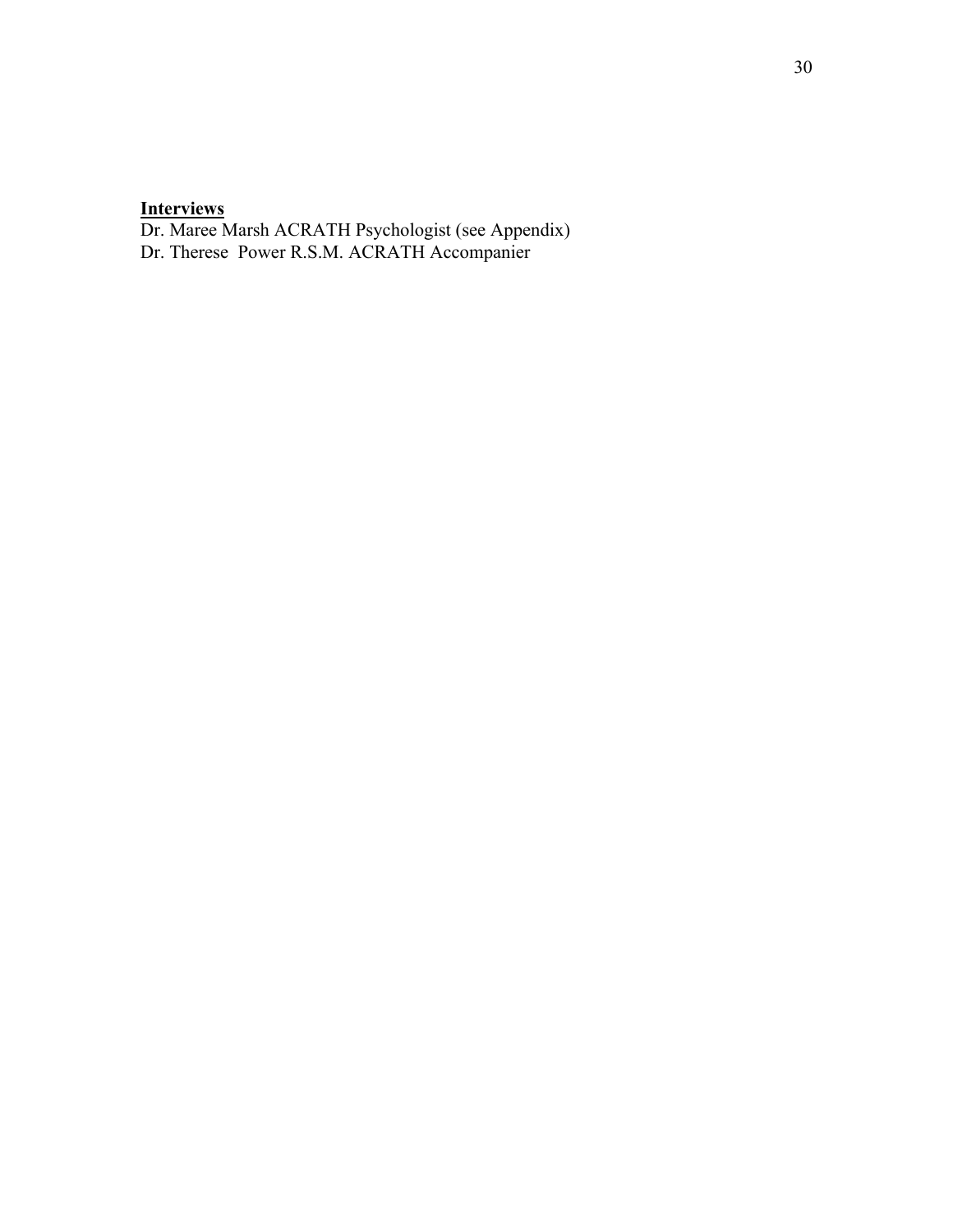**Interviews**

Dr. Maree Marsh ACRATH Psychologist (see Appendix)
Dr. Therese Power R.S.M. ACRATH Accompanier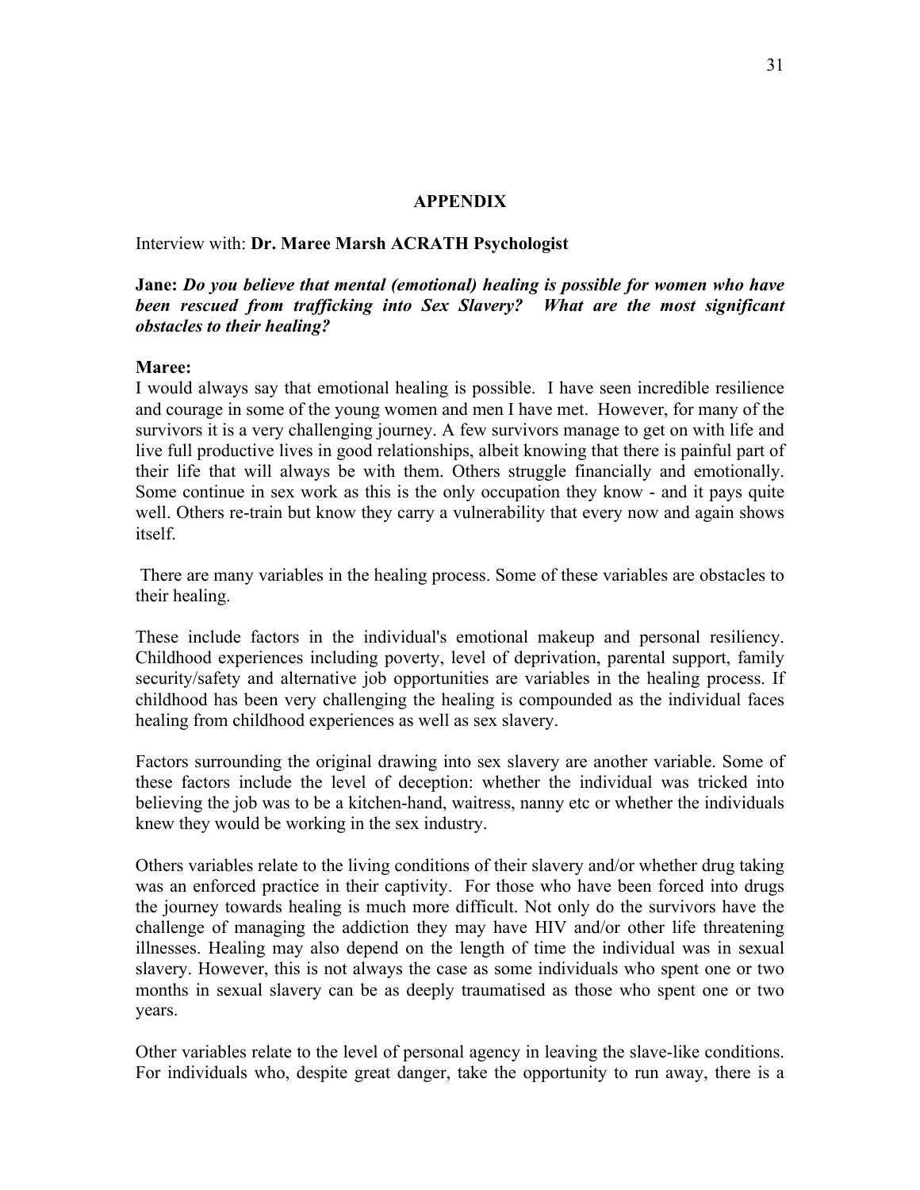## APPENDIX

Interview with: **Dr. Maree Marsh ACRATH Psychologist**

**Jane:** ***Do you believe that mental (emotional) healing is possible for women who have been rescued from trafficking into Sex Slavery? What are the most significant obstacles to their healing?***

**Maree:**
I would always say that emotional healing is possible. I have seen incredible resilience and courage in some of the young women and men I have met. However, for many of the survivors it is a very challenging journey. A few survivors manage to get on with life and live full productive lives in good relationships, albeit knowing that there is painful part of their life that will always be with them. Others struggle financially and emotionally. Some continue in sex work as this is the only occupation they know - and it pays quite well. Others re-train but know they carry a vulnerability that every now and again shows itself.

There are many variables in the healing process. Some of these variables are obstacles to their healing.

These include factors in the individual's emotional makeup and personal resiliency. Childhood experiences including poverty, level of deprivation, parental support, family security/safety and alternative job opportunities are variables in the healing process. If childhood has been very challenging the healing is compounded as the individual faces healing from childhood experiences as well as sex slavery.

Factors surrounding the original drawing into sex slavery are another variable. Some of these factors include the level of deception: whether the individual was tricked into believing the job was to be a kitchen-hand, waitress, nanny etc or whether the individuals knew they would be working in the sex industry.

Others variables relate to the living conditions of their slavery and/or whether drug taking was an enforced practice in their captivity. For those who have been forced into drugs the journey towards healing is much more difficult. Not only do the survivors have the challenge of managing the addiction they may have HIV and/or other life threatening illnesses. Healing may also depend on the length of time the individual was in sexual slavery. However, this is not always the case as some individuals who spent one or two months in sexual slavery can be as deeply traumatised as those who spent one or two years.

Other variables relate to the level of personal agency in leaving the slave-like conditions. For individuals who, despite great danger, take the opportunity to run away, there is a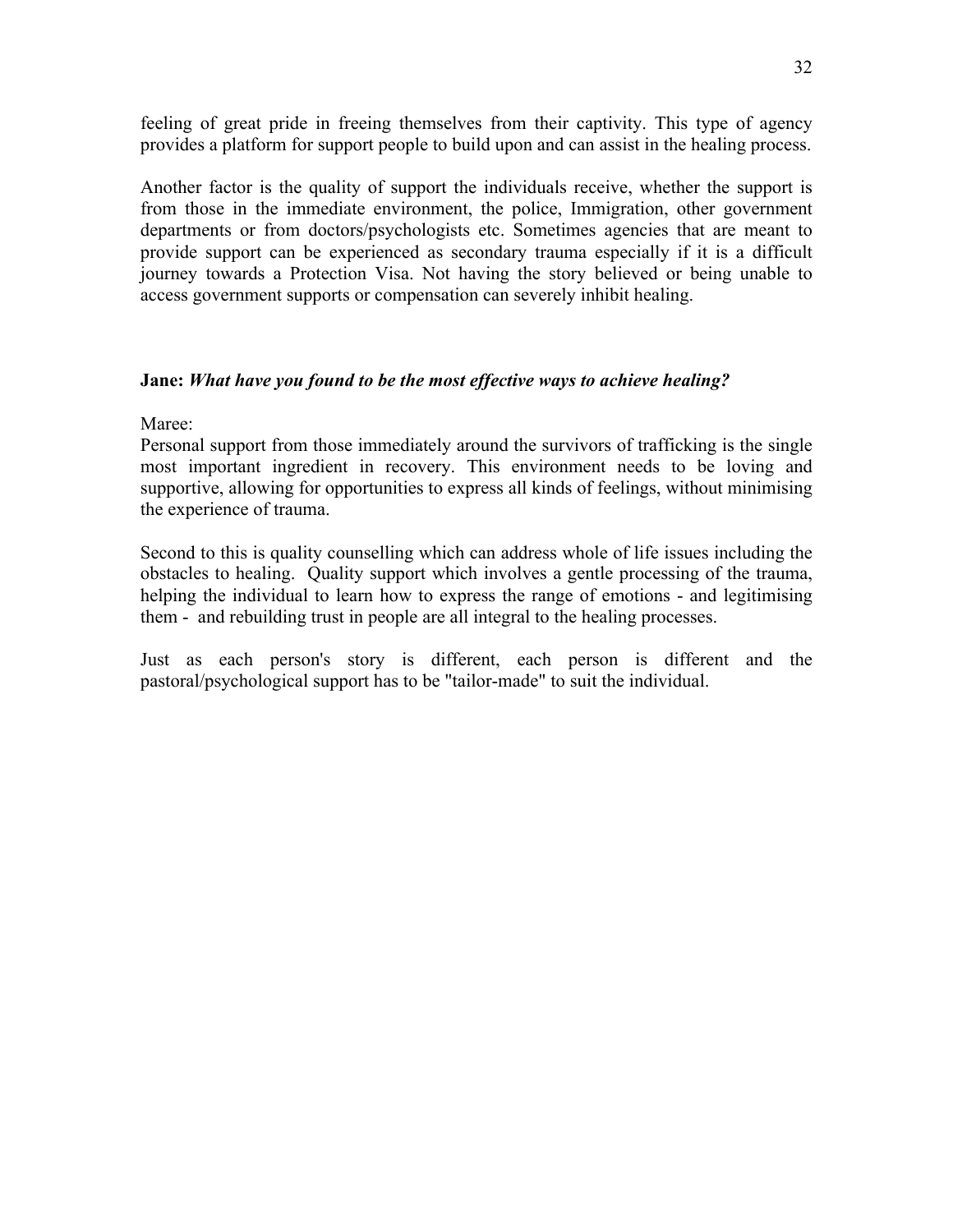feeling of great pride in freeing themselves from their captivity. This type of agency provides a platform for support people to build upon and can assist in the healing process.

Another factor is the quality of support the individuals receive, whether the support is from those in the immediate environment, the police, Immigration, other government departments or from doctors/psychologists etc. Sometimes agencies that are meant to provide support can be experienced as secondary trauma especially if it is a difficult journey towards a Protection Visa. Not having the story believed or being unable to access government supports or compensation can severely inhibit healing.

**Jane:** ***What have you found to be the most effective ways to achieve healing?***

Maree:

Personal support from those immediately around the survivors of trafficking is the single most important ingredient in recovery. This environment needs to be loving and supportive, allowing for opportunities to express all kinds of feelings, without minimising the experience of trauma.

Second to this is quality counselling which can address whole of life issues including the obstacles to healing. Quality support which involves a gentle processing of the trauma, helping the individual to learn how to express the range of emotions - and legitimising them - and rebuilding trust in people are all integral to the healing processes.

Just as each person's story is different, each person is different and the pastoral/psychological support has to be "tailor-made" to suit the individual.